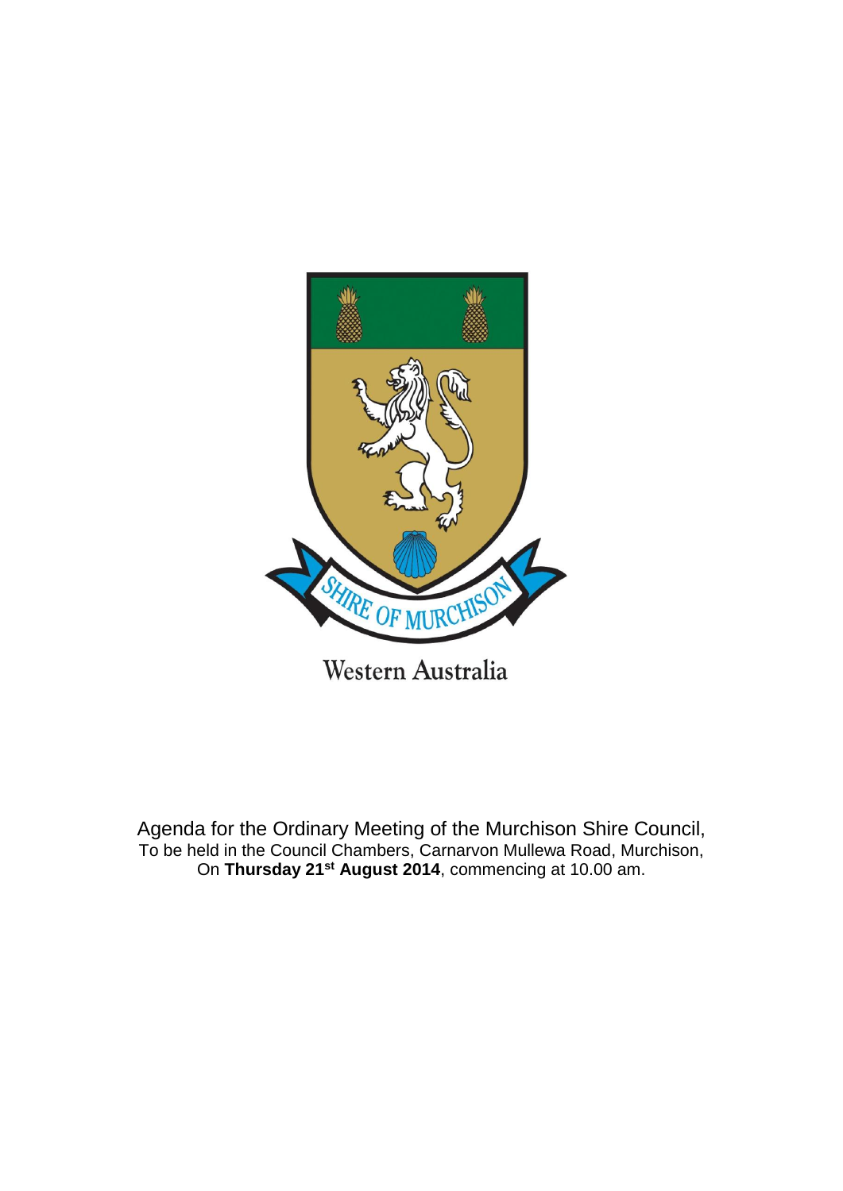SHIRE OF MURCHISON

Western Australia

Agenda for the Ordinary Meeting of the Murchison Shire Council,
To be held in the Council Chambers, Carnarvon Mullewa Road, Murchison,
On **Thursday 21st August 2014**, commencing at 10.00 am.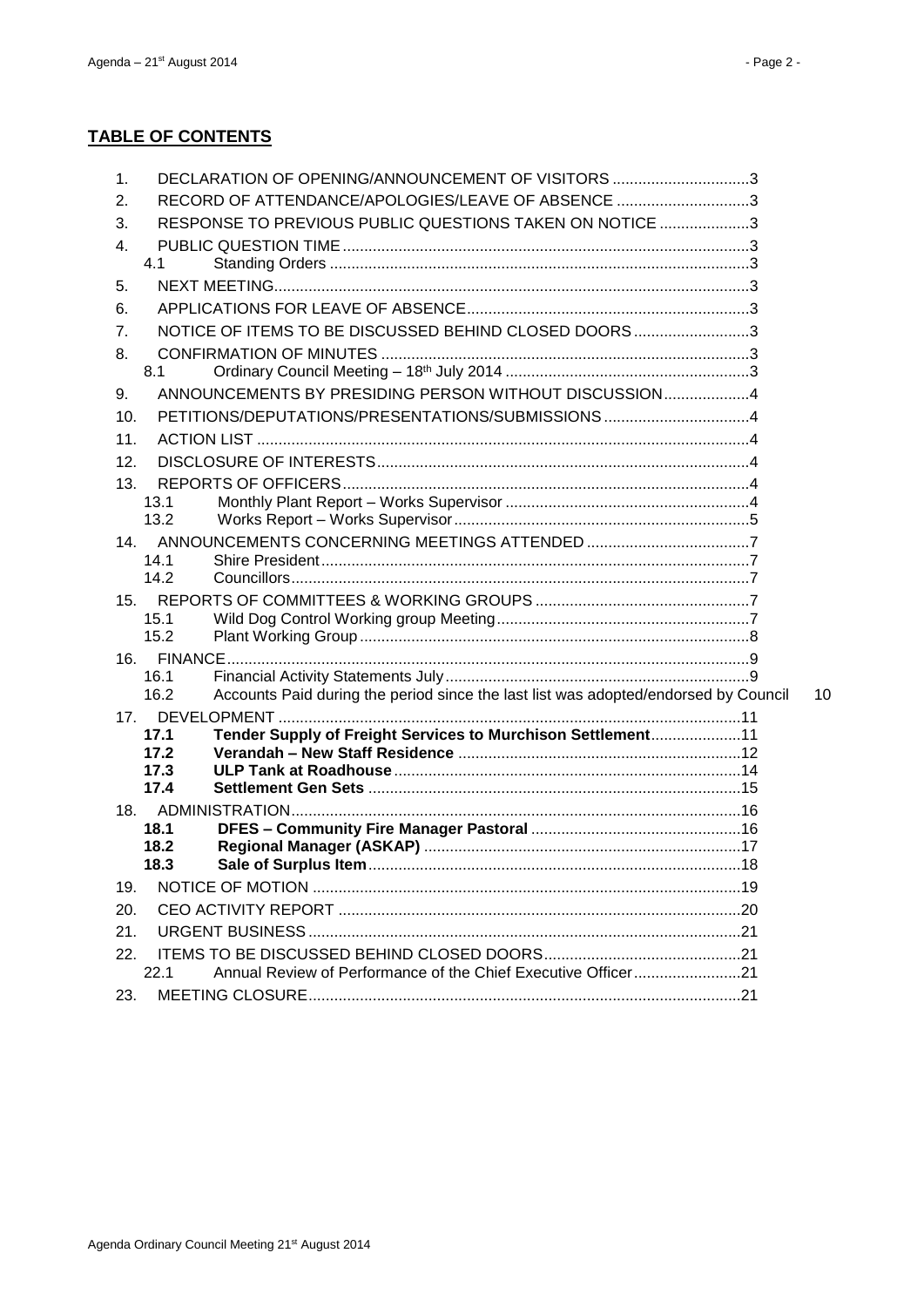## TABLE OF CONTENTS

1. DECLARATION OF OPENING/ANNOUNCEMENT OF VISITORS ................................3
2. RECORD OF ATTENDANCE/APOLOGIES/LEAVE OF ABSENCE ...............................3
3. RESPONSE TO PREVIOUS PUBLIC QUESTIONS TAKEN ON NOTICE .....................3
4. PUBLIC QUESTION TIME ..............................................................................................3
   - 4.1 Standing Orders .................................................................................................3
5. NEXT MEETING..............................................................................................................3
6. APPLICATIONS FOR LEAVE OF ABSENCE..................................................................3
7. NOTICE OF ITEMS TO BE DISCUSSED BEHIND CLOSED DOORS...........................3
8. CONFIRMATION OF MINUTES .....................................................................................3
   - 8.1 Ordinary Council Meeting – 18th July 2014 .........................................................3
9. ANNOUNCEMENTS BY PRESIDING PERSON WITHOUT DISCUSSION....................4
10. PETITIONS/DEPUTATIONS/PRESENTATIONS/SUBMISSIONS ..................................4
11. ACTION LIST ..................................................................................................................4
12. DISCLOSURE OF INTERESTS......................................................................................4
13. REPORTS OF OFFICERS..............................................................................................4
    - 13.1 Monthly Plant Report – Works Supervisor .........................................................4
    - 13.2 Works Report – Works Supervisor.....................................................................5
14. ANNOUNCEMENTS CONCERNING MEETINGS ATTENDED ......................................7
    - 14.1 Shire President...................................................................................................7
    - 14.2 Councillors..........................................................................................................7
15. REPORTS OF COMMITTEES & WORKING GROUPS ..................................................7
    - 15.1 Wild Dog Control Working group Meeting...........................................................7
    - 15.2 Plant Working Group..........................................................................................8
16. FINANCE.........................................................................................................................9
    - 16.1 Financial Activity Statements July.......................................................................9
    - 16.2 Accounts Paid during the period since the last list was adopted/endorsed by Council 10
17. DEVELOPMENT ............................................................................................................11
    - **17.1 Tender Supply of Freight Services to Murchison Settlement**.....................11
    - **17.2 Verandah – New Staff Residence** .................................................................12
    - **17.3 ULP Tank at Roadhouse**................................................................................14
    - **17.4 Settlement Gen Sets** ......................................................................................15
18. ADMINISTRATION........................................................................................................16
    - **18.1 DFES – Community Fire Manager Pastoral** .................................................16
    - **18.2 Regional Manager (ASKAP)** ..........................................................................17
    - **18.3 Sale of Surplus Item**......................................................................................18
19. NOTICE OF MOTION ....................................................................................................19
20. CEO ACTIVITY REPORT .............................................................................................20
21. URGENT BUSINESS ....................................................................................................21
22. ITEMS TO BE DISCUSSED BEHIND CLOSED DOORS..............................................21
    - 22.1 Annual Review of Performance of the Chief Executive Officer.........................21
23. MEETING CLOSURE.....................................................................................................21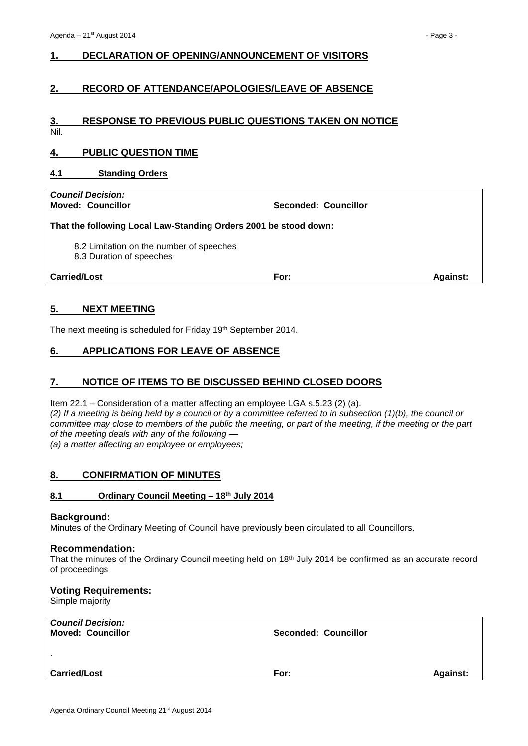## 1. DECLARATION OF OPENING/ANNOUNCEMENT OF VISITORS

## 2. RECORD OF ATTENDANCE/APOLOGIES/LEAVE OF ABSENCE

## 3. RESPONSE TO PREVIOUS PUBLIC QUESTIONS TAKEN ON NOTICE

Nil.

## 4. PUBLIC QUESTION TIME

### 4.1 Standing Orders

| *Council Decision:* | | |
|---|---|---|
| **Moved: Councillor** | **Seconded: Councillor** | |
| **That the following Local Law-Standing Orders 2001 be stood down:** | | |
| 8.2 Limitation on the number of speeches<br>8.3 Duration of speeches | | |
| **Carried/Lost** | **For:** | **Against:** |

## 5. NEXT MEETING

The next meeting is scheduled for Friday 19th September 2014.

## 6. APPLICATIONS FOR LEAVE OF ABSENCE

## 7. NOTICE OF ITEMS TO BE DISCUSSED BEHIND CLOSED DOORS

Item 22.1 – Consideration of a matter affecting an employee LGA s.5.23 (2) (a).

*(2) If a meeting is being held by a council or by a committee referred to in subsection (1)(b), the council or committee may close to members of the public the meeting, or part of the meeting, if the meeting or the part of the meeting deals with any of the following —*

*(a) a matter affecting an employee or employees;*

## 8. CONFIRMATION OF MINUTES

### 8.1 Ordinary Council Meeting – 18th July 2014

**Background:**

Minutes of the Ordinary Meeting of Council have previously been circulated to all Councillors.

**Recommendation:**

That the minutes of the Ordinary Council meeting held on 18th July 2014 be confirmed as an accurate record of proceedings

**Voting Requirements:**

Simple majority

| *Council Decision:* | | |
|---|---|---|
| **Moved: Councillor** | **Seconded: Councillor** | |
| . | | |
| **Carried/Lost** | **For:** | **Against:** |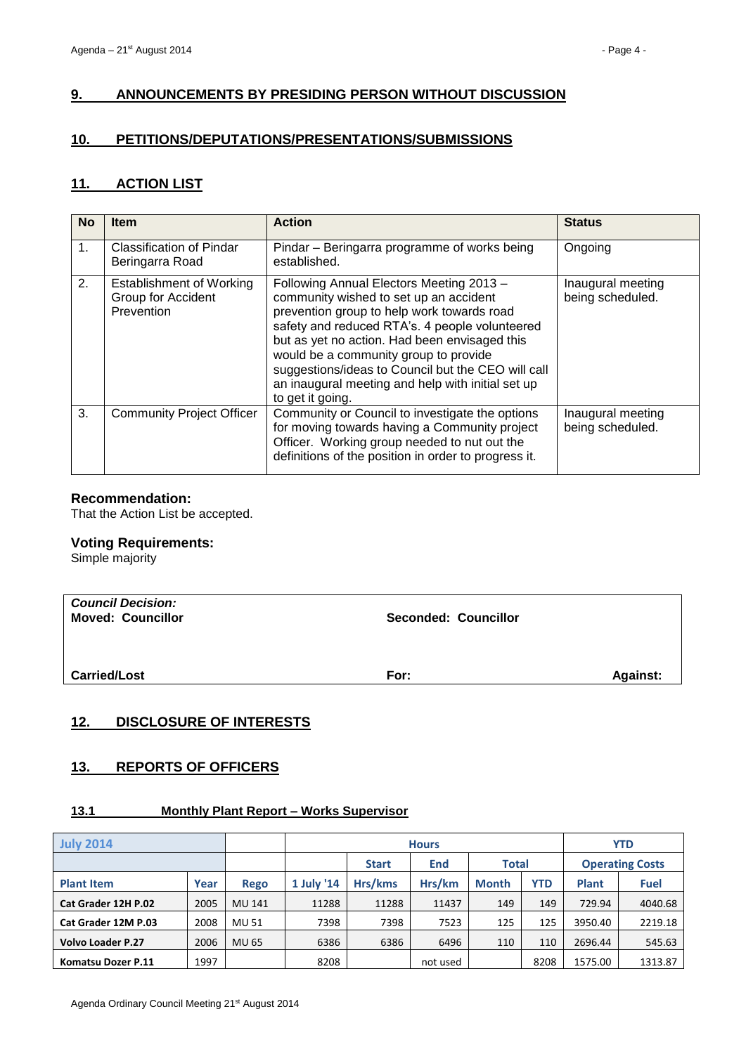## 9. ANNOUNCEMENTS BY PRESIDING PERSON WITHOUT DISCUSSION

## 10. PETITIONS/DEPUTATIONS/PRESENTATIONS/SUBMISSIONS

## 11. ACTION LIST

| No | Item | Action | Status |
|---|---|---|---|
| 1. | Classification of Pindar Beringarra Road | Pindar – Beringarra programme of works being established. | Ongoing |
| 2. | Establishment of Working Group for Accident Prevention | Following Annual Electors Meeting 2013 – community wished to set up an accident prevention group to help work towards road safety and reduced RTA's. 4 people volunteered but as yet no action. Had been envisaged this would be a community group to provide suggestions/ideas to Council but the CEO will call an inaugural meeting and help with initial set up to get it going. | Inaugural meeting being scheduled. |
| 3. | Community Project Officer | Community or Council to investigate the options for moving towards having a Community project Officer. Working group needed to nut out the definitions of the position in order to progress it. | Inaugural meeting being scheduled. |

**Recommendation:**
That the Action List be accepted.

**Voting Requirements:**
Simple majority

| ***Council Decision:*** | | |
|---|---|---|
| **Moved: Councillor** | **Seconded: Councillor** | |
| **Carried/Lost** | **For:** | **Against:** |

## 12. DISCLOSURE OF INTERESTS

## 13. REPORTS OF OFFICERS

### 13.1 Monthly Plant Report – Works Supervisor

| July 2014 | | | Hours | | | | | YTD | |
|---|---|---|---|---|---|---|---|---|---|
| | | | | Start | End | Total | | Operating Costs | |
| Plant Item | Year | Rego | 1 July '14 | Hrs/kms | Hrs/km | Month | YTD | Plant | Fuel |
| Cat Grader 12H P.02 | 2005 | MU 141 | 11288 | 11288 | 11437 | 149 | 149 | 729.94 | 4040.68 |
| Cat Grader 12M P.03 | 2008 | MU 51 | 7398 | 7398 | 7523 | 125 | 125 | 3950.40 | 2219.18 |
| Volvo Loader P.27 | 2006 | MU 65 | 6386 | 6386 | 6496 | 110 | 110 | 2696.44 | 545.63 |
| Komatsu Dozer P.11 | 1997 | | 8208 | | not used | | 8208 | 1575.00 | 1313.87 |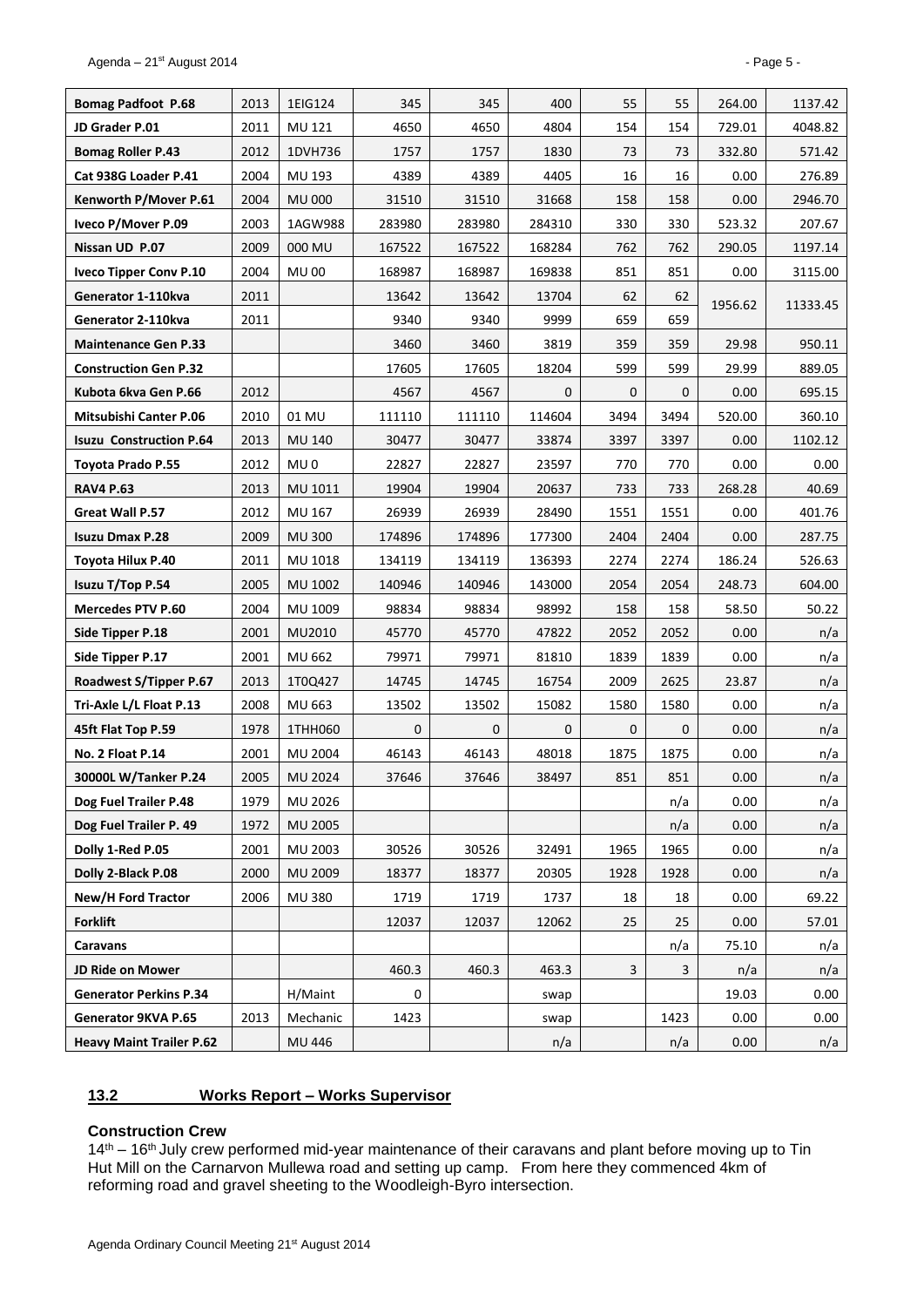| Bomag Padfoot P.68 | 2013 | 1EIG124 | 345 | 345 | 400 | 55 | 55 | 264.00 | 1137.42 |
|---|---|---|---|---|---|---|---|---|---|
| JD Grader P.01 | 2011 | MU 121 | 4650 | 4650 | 4804 | 154 | 154 | 729.01 | 4048.82 |
| Bomag Roller P.43 | 2012 | 1DVH736 | 1757 | 1757 | 1830 | 73 | 73 | 332.80 | 571.42 |
| Cat 938G Loader P.41 | 2004 | MU 193 | 4389 | 4389 | 4405 | 16 | 16 | 0.00 | 276.89 |
| Kenworth P/Mover P.61 | 2004 | MU 000 | 31510 | 31510 | 31668 | 158 | 158 | 0.00 | 2946.70 |
| Iveco P/Mover P.09 | 2003 | 1AGW988 | 283980 | 283980 | 284310 | 330 | 330 | 523.32 | 207.67 |
| Nissan UD P.07 | 2009 | 000 MU | 167522 | 167522 | 168284 | 762 | 762 | 290.05 | 1197.14 |
| Iveco Tipper Conv P.10 | 2004 | MU 00 | 168987 | 168987 | 169838 | 851 | 851 | 0.00 | 3115.00 |
| Generator 1-110kva | 2011 | | 13642 | 13642 | 13704 | 62 | 62 | 1956.62 | 11333.45 |
| Generator 2-110kva | 2011 | | 9340 | 9340 | 9999 | 659 | 659 | | |
| Maintenance Gen P.33 | | | 3460 | 3460 | 3819 | 359 | 359 | 29.98 | 950.11 |
| Construction Gen P.32 | | | 17605 | 17605 | 18204 | 599 | 599 | 29.99 | 889.05 |
| Kubota 6kva Gen P.66 | 2012 | | 4567 | 4567 | 0 | 0 | 0 | 0.00 | 695.15 |
| Mitsubishi Canter P.06 | 2010 | 01 MU | 111110 | 111110 | 114604 | 3494 | 3494 | 520.00 | 360.10 |
| Isuzu Construction P.64 | 2013 | MU 140 | 30477 | 30477 | 33874 | 3397 | 3397 | 0.00 | 1102.12 |
| Toyota Prado P.55 | 2012 | MU 0 | 22827 | 22827 | 23597 | 770 | 770 | 0.00 | 0.00 |
| RAV4 P.63 | 2013 | MU 1011 | 19904 | 19904 | 20637 | 733 | 733 | 268.28 | 40.69 |
| Great Wall P.57 | 2012 | MU 167 | 26939 | 26939 | 28490 | 1551 | 1551 | 0.00 | 401.76 |
| Isuzu Dmax P.28 | 2009 | MU 300 | 174896 | 174896 | 177300 | 2404 | 2404 | 0.00 | 287.75 |
| Toyota Hilux P.40 | 2011 | MU 1018 | 134119 | 134119 | 136393 | 2274 | 2274 | 186.24 | 526.63 |
| Isuzu T/Top P.54 | 2005 | MU 1002 | 140946 | 140946 | 143000 | 2054 | 2054 | 248.73 | 604.00 |
| Mercedes PTV P.60 | 2004 | MU 1009 | 98834 | 98834 | 98992 | 158 | 158 | 58.50 | 50.22 |
| Side Tipper P.18 | 2001 | MU2010 | 45770 | 45770 | 47822 | 2052 | 2052 | 0.00 | n/a |
| Side Tipper P.17 | 2001 | MU 662 | 79971 | 79971 | 81810 | 1839 | 1839 | 0.00 | n/a |
| Roadwest S/Tipper P.67 | 2013 | 1T0Q427 | 14745 | 14745 | 16754 | 2009 | 2625 | 23.87 | n/a |
| Tri-Axle L/L Float P.13 | 2008 | MU 663 | 13502 | 13502 | 15082 | 1580 | 1580 | 0.00 | n/a |
| 45ft Flat Top P.59 | 1978 | 1THH060 | 0 | 0 | 0 | 0 | 0 | 0.00 | n/a |
| No. 2 Float P.14 | 2001 | MU 2004 | 46143 | 46143 | 48018 | 1875 | 1875 | 0.00 | n/a |
| 30000L W/Tanker P.24 | 2005 | MU 2024 | 37646 | 37646 | 38497 | 851 | 851 | 0.00 | n/a |
| Dog Fuel Trailer P.48 | 1979 | MU 2026 | | | | | n/a | 0.00 | n/a |
| Dog Fuel Trailer P. 49 | 1972 | MU 2005 | | | | | n/a | 0.00 | n/a |
| Dolly 1-Red P.05 | 2001 | MU 2003 | 30526 | 30526 | 32491 | 1965 | 1965 | 0.00 | n/a |
| Dolly 2-Black P.08 | 2000 | MU 2009 | 18377 | 18377 | 20305 | 1928 | 1928 | 0.00 | n/a |
| New/H Ford Tractor | 2006 | MU 380 | 1719 | 1719 | 1737 | 18 | 18 | 0.00 | 69.22 |
| Forklift | | | 12037 | 12037 | 12062 | 25 | 25 | 0.00 | 57.01 |
| Caravans | | | | | | | n/a | 75.10 | n/a |
| JD Ride on Mower | | | 460.3 | 460.3 | 463.3 | 3 | 3 | n/a | n/a |
| Generator Perkins P.34 | | H/Maint | 0 | | swap | | | 19.03 | 0.00 |
| Generator 9KVA P.65 | 2013 | Mechanic | 1423 | | swap | | 1423 | 0.00 | 0.00 |
| Heavy Maint Trailer P.62 | | MU 446 | | | n/a | | n/a | 0.00 | n/a |

## 13.2 Works Report – Works Supervisor

### Construction Crew

14th – 16th July crew performed mid-year maintenance of their caravans and plant before moving up to Tin Hut Mill on the Carnarvon Mullewa road and setting up camp. From here they commenced 4km of reforming road and gravel sheeting to the Woodleigh-Byro intersection.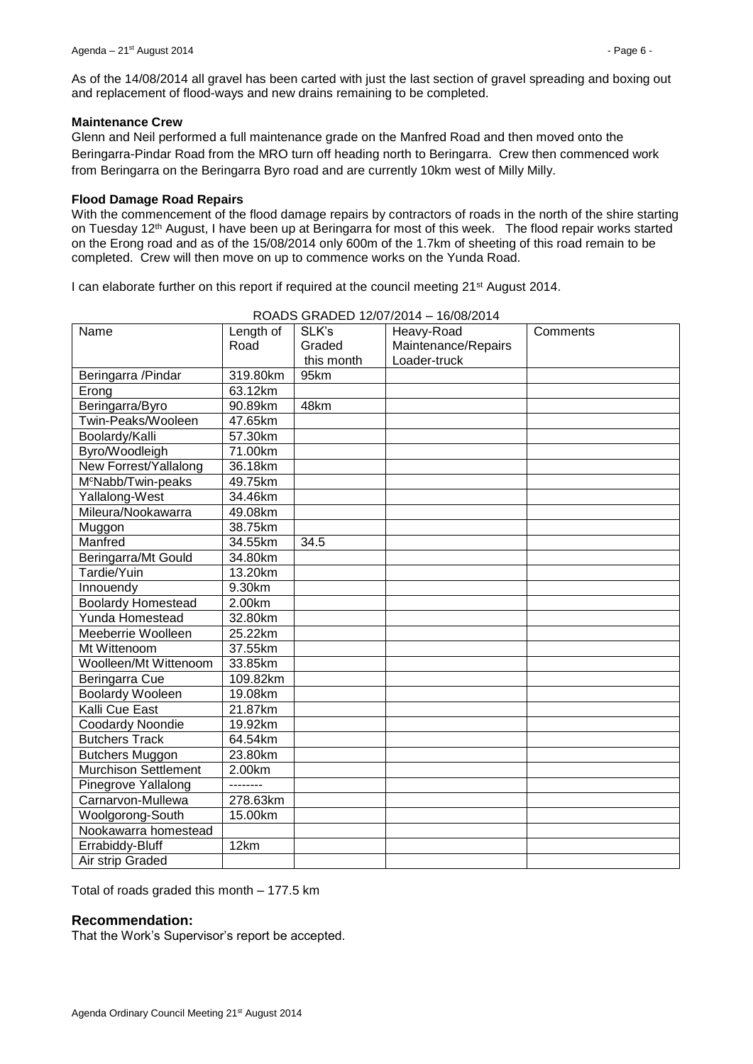As of the 14/08/2014 all gravel has been carted with just the last section of gravel spreading and boxing out and replacement of flood-ways and new drains remaining to be completed.

**Maintenance Crew**

Glenn and Neil performed a full maintenance grade on the Manfred Road and then moved onto the Beringarra-Pindar Road from the MRO turn off heading north to Beringarra. Crew then commenced work from Beringarra on the Beringarra Byro road and are currently 10km west of Milly Milly.

**Flood Damage Road Repairs**

With the commencement of the flood damage repairs by contractors of roads in the north of the shire starting on Tuesday 12th August, I have been up at Beringarra for most of this week. The flood repair works started on the Erong road and as of the 15/08/2014 only 600m of the 1.7km of sheeting of this road remain to be completed. Crew will then move on up to commence works on the Yunda Road.

I can elaborate further on this report if required at the council meeting 21st August 2014.

ROADS GRADED 12/07/2014 – 16/08/2014

| Name | Length of Road | SLK's Graded this month | Heavy-Road Maintenance/Repairs Loader-truck | Comments |
|---|---|---|---|---|
| Beringarra /Pindar | 319.80km | 95km | | |
| Erong | 63.12km | | | |
| Beringarra/Byro | 90.89km | 48km | | |
| Twin-Peaks/Wooleen | 47.65km | | | |
| Boolardy/Kalli | 57.30km | | | |
| Byro/Woodleigh | 71.00km | | | |
| New Forrest/Yallalong | 36.18km | | | |
| McNabb/Twin-peaks | 49.75km | | | |
| Yallalong-West | 34.46km | | | |
| Mileura/Nookawarra | 49.08km | | | |
| Muggon | 38.75km | | | |
| Manfred | 34.55km | 34.5 | | |
| Beringarra/Mt Gould | 34.80km | | | |
| Tardie/Yuin | 13.20km | | | |
| Innouendy | 9.30km | | | |
| Boolardy Homestead | 2.00km | | | |
| Yunda Homestead | 32.80km | | | |
| Meeberrie Woolleen | 25.22km | | | |
| Mt Wittenoom | 37.55km | | | |
| Woolleen/Mt Wittenoom | 33.85km | | | |
| Beringarra Cue | 109.82km | | | |
| Boolardy Wooleen | 19.08km | | | |
| Kalli Cue East | 21.87km | | | |
| Coodardy Noondie | 19.92km | | | |
| Butchers Track | 64.54km | | | |
| Butchers Muggon | 23.80km | | | |
| Murchison Settlement | 2.00km | | | |
| Pinegrove Yallalong | -------- | | | |
| Carnarvon-Mullewa | 278.63km | | | |
| Woolgorong-South | 15.00km | | | |
| Nookawarra homestead | | | | |
| Errabiddy-Bluff | 12km | | | |
| Air strip Graded | | | | |

Total of roads graded this month – 177.5 km

## Recommendation:

That the Work's Supervisor's report be accepted.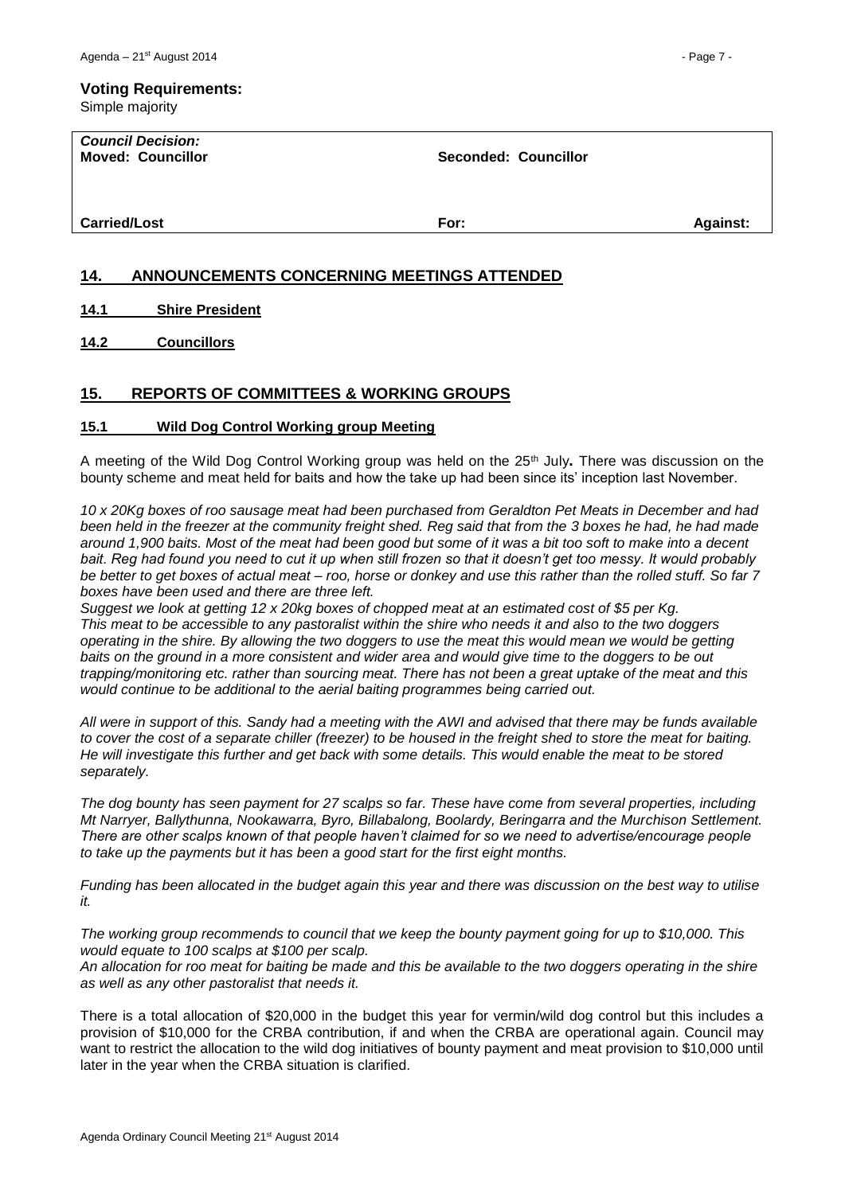**Voting Requirements:**

Simple majority

| *Council Decision:* | | |
|---|---|---|
| **Moved: Councillor** | **Seconded: Councillor** | |
| **Carried/Lost** | **For:** | **Against:** |

## 14. ANNOUNCEMENTS CONCERNING MEETINGS ATTENDED

### 14.1 Shire President

### 14.2 Councillors

## 15. REPORTS OF COMMITTEES & WORKING GROUPS

### 15.1 Wild Dog Control Working group Meeting

A meeting of the Wild Dog Control Working group was held on the 25th July**.** There was discussion on the bounty scheme and meat held for baits and how the take up had been since its' inception last November.

*10 x 20Kg boxes of roo sausage meat had been purchased from Geraldton Pet Meats in December and had been held in the freezer at the community freight shed. Reg said that from the 3 boxes he had, he had made around 1,900 baits. Most of the meat had been good but some of it was a bit too soft to make into a decent bait. Reg had found you need to cut it up when still frozen so that it doesn't get too messy. It would probably be better to get boxes of actual meat – roo, horse or donkey and use this rather than the rolled stuff. So far 7 boxes have been used and there are three left.*

*Suggest we look at getting 12 x 20kg boxes of chopped meat at an estimated cost of $5 per Kg. This meat to be accessible to any pastoralist within the shire who needs it and also to the two doggers operating in the shire. By allowing the two doggers to use the meat this would mean we would be getting baits on the ground in a more consistent and wider area and would give time to the doggers to be out trapping/monitoring etc. rather than sourcing meat. There has not been a great uptake of the meat and this would continue to be additional to the aerial baiting programmes being carried out.*

*All were in support of this. Sandy had a meeting with the AWI and advised that there may be funds available to cover the cost of a separate chiller (freezer) to be housed in the freight shed to store the meat for baiting. He will investigate this further and get back with some details. This would enable the meat to be stored separately.*

*The dog bounty has seen payment for 27 scalps so far. These have come from several properties, including Mt Narryer, Ballythunna, Nookawarra, Byro, Billabalong, Boolardy, Beringarra and the Murchison Settlement. There are other scalps known of that people haven't claimed for so we need to advertise/encourage people to take up the payments but it has been a good start for the first eight months.*

*Funding has been allocated in the budget again this year and there was discussion on the best way to utilise it.*

*The working group recommends to council that we keep the bounty payment going for up to $10,000. This would equate to 100 scalps at $100 per scalp.*

*An allocation for roo meat for baiting be made and this be available to the two doggers operating in the shire as well as any other pastoralist that needs it.*

There is a total allocation of $20,000 in the budget this year for vermin/wild dog control but this includes a provision of $10,000 for the CRBA contribution, if and when the CRBA are operational again. Council may want to restrict the allocation to the wild dog initiatives of bounty payment and meat provision to $10,000 until later in the year when the CRBA situation is clarified.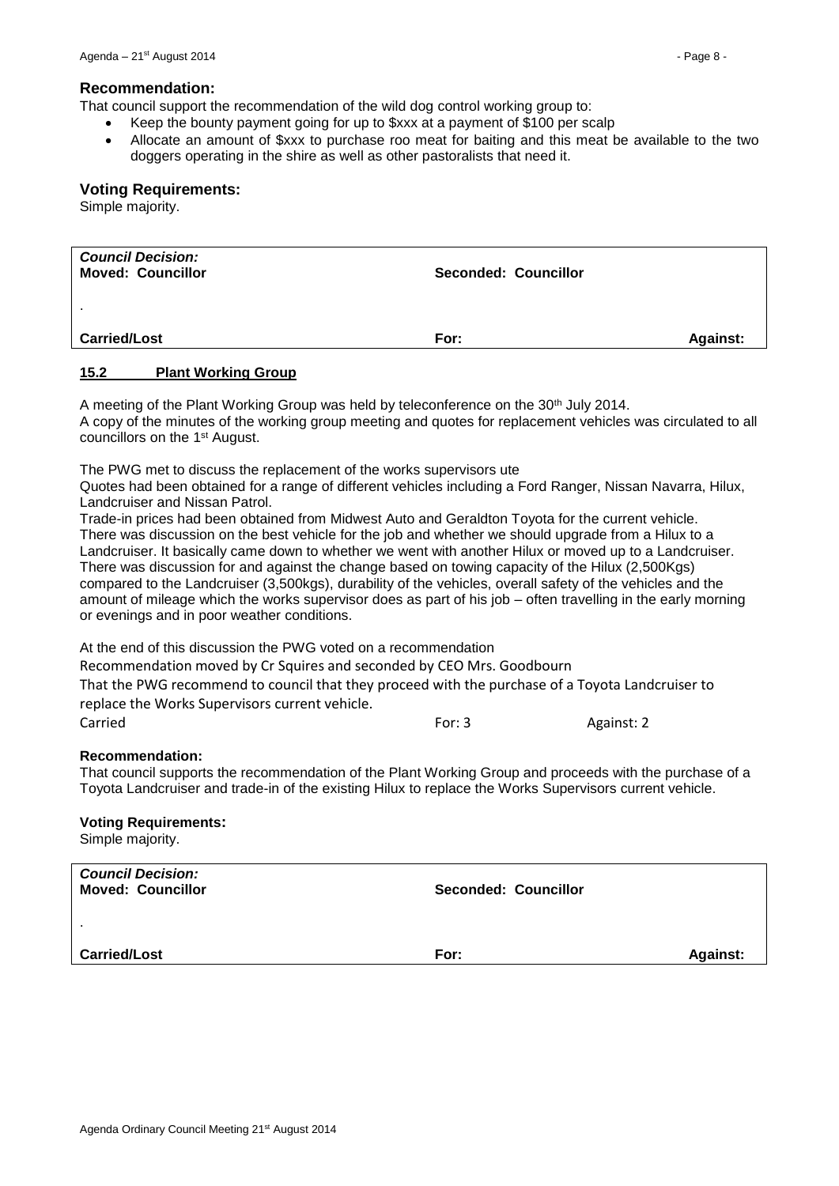### Recommendation:

That council support the recommendation of the wild dog control working group to:

- Keep the bounty payment going for up to $xxx at a payment of $100 per scalp
- Allocate an amount of $xxx to purchase roo meat for baiting and this meat be available to the two doggers operating in the shire as well as other pastoralists that need it.

### Voting Requirements:

Simple majority.

| *Council Decision:* **Moved: Councillor** | **Seconded: Councillor** | |
|---|---|---|
| . | | |
| **Carried/Lost** | **For:** | **Against:** |

## 15.2 Plant Working Group

A meeting of the Plant Working Group was held by teleconference on the 30th July 2014.
A copy of the minutes of the working group meeting and quotes for replacement vehicles was circulated to all councillors on the 1st August.

The PWG met to discuss the replacement of the works supervisors ute
Quotes had been obtained for a range of different vehicles including a Ford Ranger, Nissan Navarra, Hilux, Landcruiser and Nissan Patrol.
Trade-in prices had been obtained from Midwest Auto and Geraldton Toyota for the current vehicle.
There was discussion on the best vehicle for the job and whether we should upgrade from a Hilux to a Landcruiser. It basically came down to whether we went with another Hilux or moved up to a Landcruiser.
There was discussion for and against the change based on towing capacity of the Hilux (2,500Kgs) compared to the Landcruiser (3,500kgs), durability of the vehicles, overall safety of the vehicles and the amount of mileage which the works supervisor does as part of his job – often travelling in the early morning or evenings and in poor weather conditions.

At the end of this discussion the PWG voted on a recommendation
Recommendation moved by Cr Squires and seconded by CEO Mrs. Goodbourn
That the PWG recommend to council that they proceed with the purchase of a Toyota Landcruiser to replace the Works Supervisors current vehicle.
Carried For: 3 Against: 2

### Recommendation:

That council supports the recommendation of the Plant Working Group and proceeds with the purchase of a Toyota Landcruiser and trade-in of the existing Hilux to replace the Works Supervisors current vehicle.

### Voting Requirements:

Simple majority.

| *Council Decision:* **Moved: Councillor** | **Seconded: Councillor** | |
|---|---|---|
| . | | |
| **Carried/Lost** | **For:** | **Against:** |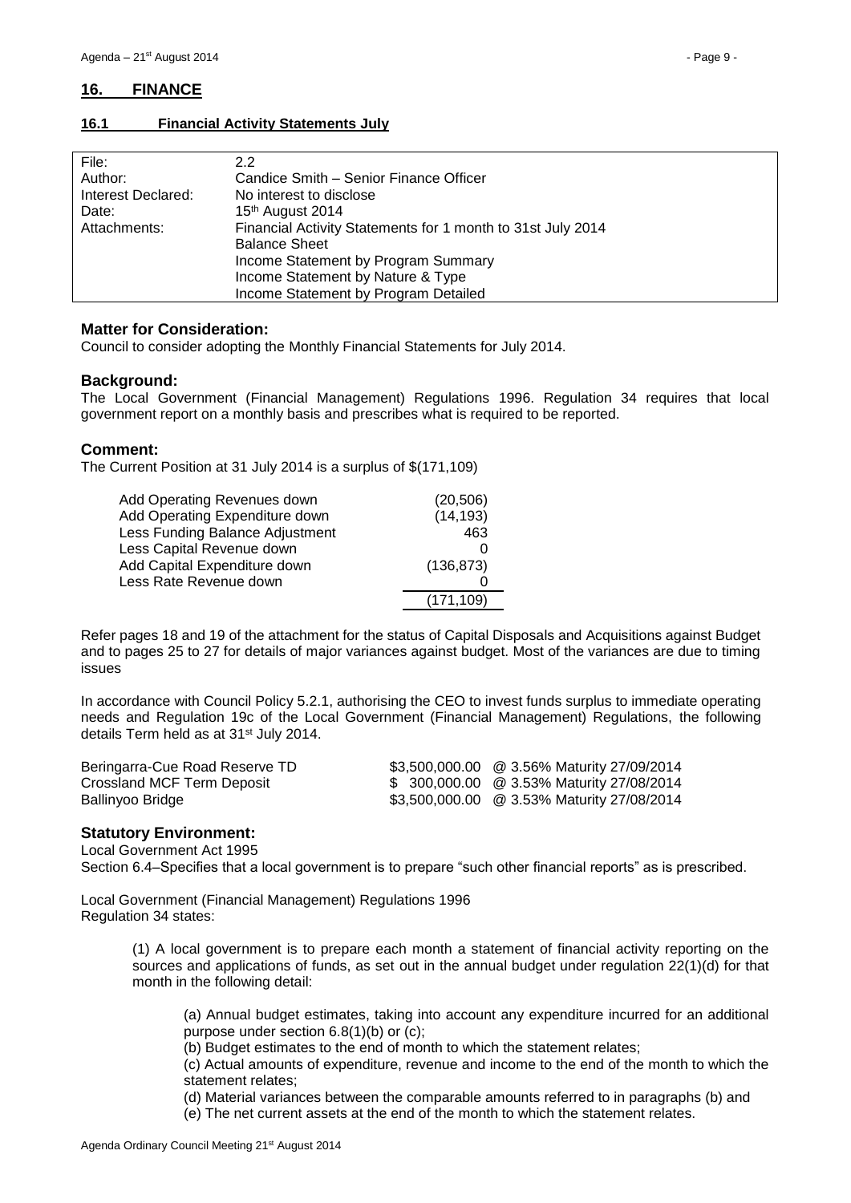## 16. FINANCE

### 16.1 Financial Activity Statements July

| | |
|---|---|
| File: | 2.2 |
| Author: | Candice Smith – Senior Finance Officer |
| Interest Declared: | No interest to disclose |
| Date: | 15th August 2014 |
| Attachments: | Financial Activity Statements for 1 month to 31st July 2014<br>Balance Sheet<br>Income Statement by Program Summary<br>Income Statement by Nature & Type<br>Income Statement by Program Detailed |

### Matter for Consideration:

Council to consider adopting the Monthly Financial Statements for July 2014.

### Background:

The Local Government (Financial Management) Regulations 1996. Regulation 34 requires that local government report on a monthly basis and prescribes what is required to be reported.

### Comment:

The Current Position at 31 July 2014 is a surplus of $(171,109)

| | |
|---|---|
| Add Operating Revenues down | (20,506) |
| Add Operating Expenditure down | (14,193) |
| Less Funding Balance Adjustment | 463 |
| Less Capital Revenue down | 0 |
| Add Capital Expenditure down | (136,873) |
| Less Rate Revenue down | 0 |
| | (171,109) |

Refer pages 18 and 19 of the attachment for the status of Capital Disposals and Acquisitions against Budget and to pages 25 to 27 for details of major variances against budget. Most of the variances are due to timing issues

In accordance with Council Policy 5.2.1, authorising the CEO to invest funds surplus to immediate operating needs and Regulation 19c of the Local Government (Financial Management) Regulations, the following details Term held as at 31st July 2014.

| | | |
|---|---|---|
| Beringarra-Cue Road Reserve TD | $3,500,000.00 | @ 3.56% Maturity 27/09/2014 |
| Crossland MCF Term Deposit | $ 300,000.00 | @ 3.53% Maturity 27/08/2014 |
| Ballinyoo Bridge | $3,500,000.00 | @ 3.53% Maturity 27/08/2014 |

### Statutory Environment:

Local Government Act 1995

Section 6.4–Specifies that a local government is to prepare "such other financial reports" as is prescribed.

Local Government (Financial Management) Regulations 1996

Regulation 34 states:

> (1) A local government is to prepare each month a statement of financial activity reporting on the sources and applications of funds, as set out in the annual budget under regulation 22(1)(d) for that month in the following detail:
>
> > (a) Annual budget estimates, taking into account any expenditure incurred for an additional purpose under section 6.8(1)(b) or (c);
> >
> > (b) Budget estimates to the end of month to which the statement relates;
> >
> > (c) Actual amounts of expenditure, revenue and income to the end of the month to which the statement relates;
> >
> > (d) Material variances between the comparable amounts referred to in paragraphs (b) and
> >
> > (e) The net current assets at the end of the month to which the statement relates.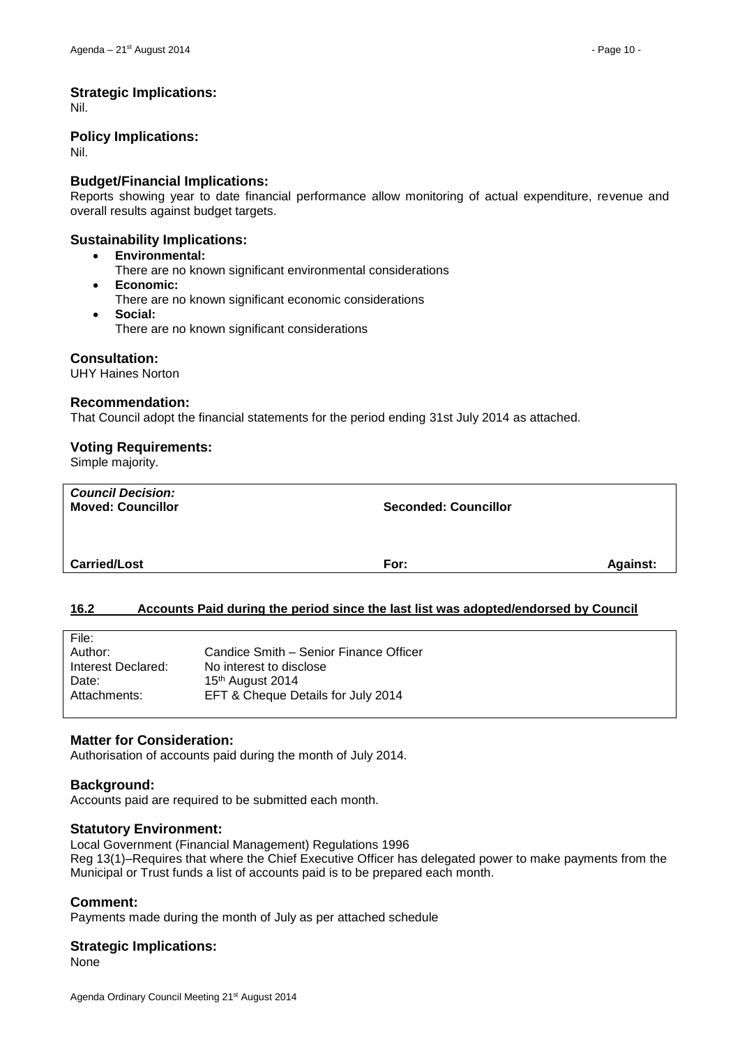### Strategic Implications:

Nil.

### Policy Implications:

Nil.

### Budget/Financial Implications:

Reports showing year to date financial performance allow monitoring of actual expenditure, revenue and overall results against budget targets.

### Sustainability Implications:

- **Environmental:**
  There are no known significant environmental considerations
- **Economic:**
  There are no known significant economic considerations
- **Social:**
  There are no known significant considerations

### Consultation:

UHY Haines Norton

### Recommendation:

That Council adopt the financial statements for the period ending 31st July 2014 as attached.

### Voting Requirements:

Simple majority.

| ***Council Decision:*** **Moved: Councillor** | **Seconded: Councillor** | |
|---|---|---|
| **Carried/Lost** | **For:** | **Against:** |

## 16.2 Accounts Paid during the period since the last list was adopted/endorsed by Council

| | |
|---|---|
| File: | |
| Author: | Candice Smith – Senior Finance Officer |
| Interest Declared: | No interest to disclose |
| Date: | 15th August 2014 |
| Attachments: | EFT & Cheque Details for July 2014 |

### Matter for Consideration:

Authorisation of accounts paid during the month of July 2014.

### Background:

Accounts paid are required to be submitted each month.

### Statutory Environment:

Local Government (Financial Management) Regulations 1996

Reg 13(1)–Requires that where the Chief Executive Officer has delegated power to make payments from the Municipal or Trust funds a list of accounts paid is to be prepared each month.

### Comment:

Payments made during the month of July as per attached schedule

### Strategic Implications:

None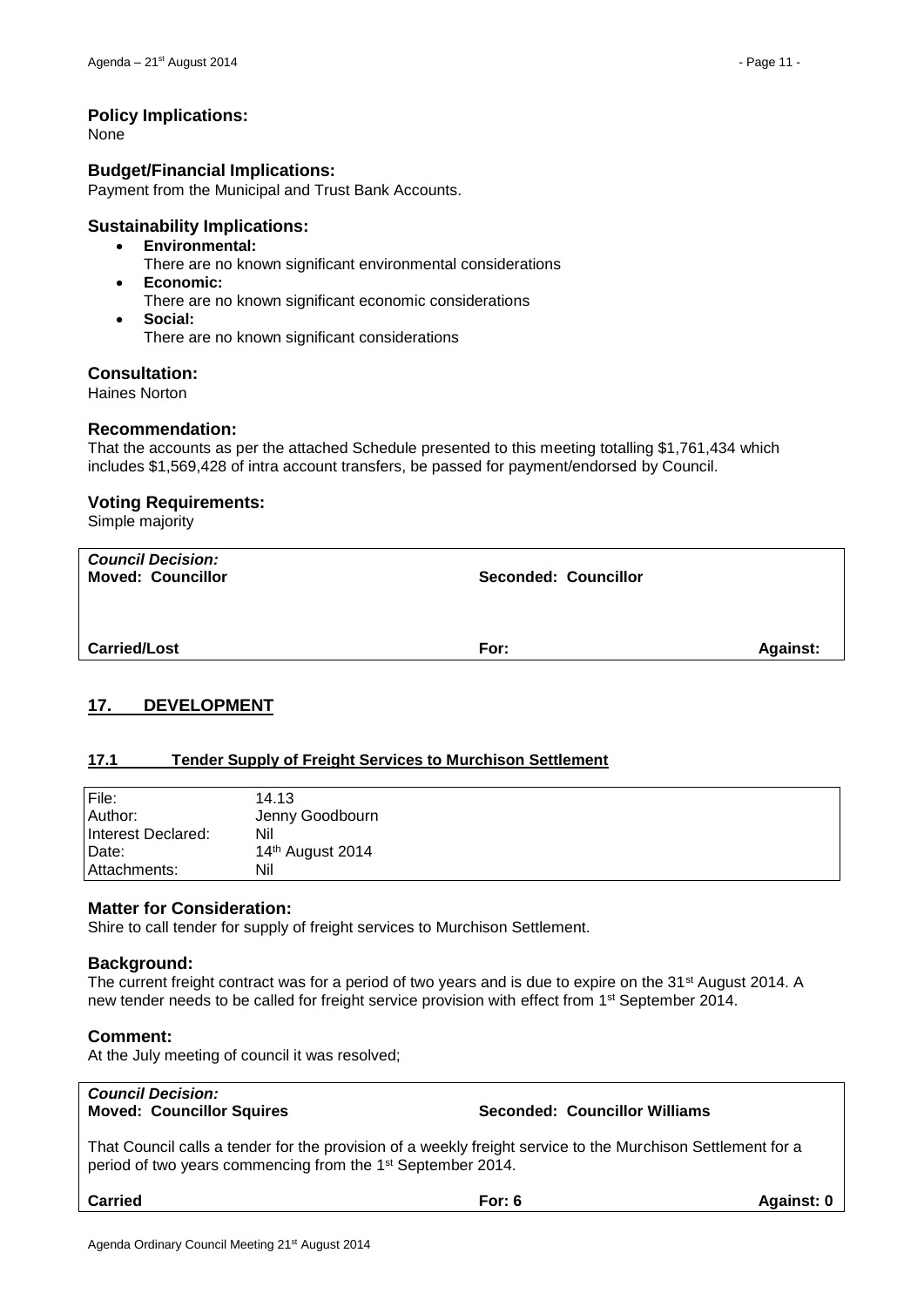### Policy Implications:

None

### Budget/Financial Implications:

Payment from the Municipal and Trust Bank Accounts.

### Sustainability Implications:

- **Environmental:**
  There are no known significant environmental considerations
- **Economic:**
  There are no known significant economic considerations
- **Social:**
  There are no known significant considerations

### Consultation:

Haines Norton

### Recommendation:

That the accounts as per the attached Schedule presented to this meeting totalling $1,761,434 which includes $1,569,428 of intra account transfers, be passed for payment/endorsed by Council.

### Voting Requirements:

Simple majority

| ***Council Decision:*** **Moved: Councillor** | **Seconded: Councillor** | |
|---|---|---|
| | | |
| **Carried/Lost** | **For:** | **Against:** |

## 17. DEVELOPMENT

### 17.1 Tender Supply of Freight Services to Murchison Settlement

| | |
|---|---|
| File: | 14.13 |
| Author: | Jenny Goodbourn |
| Interest Declared: | Nil |
| Date: | 14th August 2014 |
| Attachments: | Nil |

### Matter for Consideration:

Shire to call tender for supply of freight services to Murchison Settlement.

### Background:

The current freight contract was for a period of two years and is due to expire on the 31st August 2014. A new tender needs to be called for freight service provision with effect from 1st September 2014.

### Comment:

At the July meeting of council it was resolved;

| ***Council Decision:*** **Moved: Councillor Squires** | **Seconded: Councillor Williams** | |
|---|---|---|
| That Council calls a tender for the provision of a weekly freight service to the Murchison Settlement for a period of two years commencing from the 1st September 2014. | | |
| **Carried** | **For: 6** | **Against: 0** |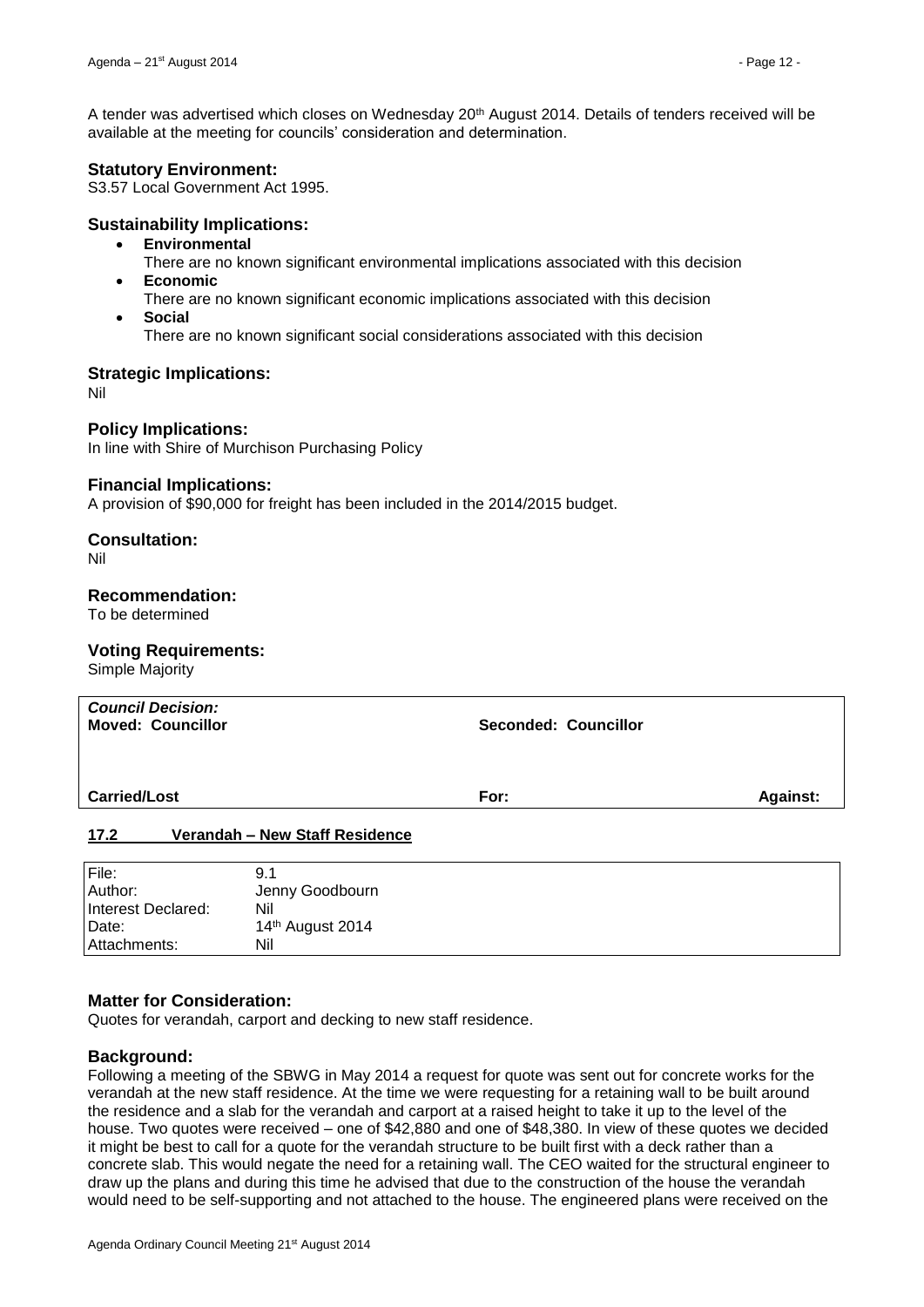A tender was advertised which closes on Wednesday 20th August 2014. Details of tenders received will be available at the meeting for councils' consideration and determination.

### Statutory Environment:

S3.57 Local Government Act 1995.

### Sustainability Implications:

- **Environmental**
  There are no known significant environmental implications associated with this decision
- **Economic**
  There are no known significant economic implications associated with this decision
- **Social**
  There are no known significant social considerations associated with this decision

### Strategic Implications:

Nil

### Policy Implications:

In line with Shire of Murchison Purchasing Policy

### Financial Implications:

A provision of $90,000 for freight has been included in the 2014/2015 budget.

### Consultation:

Nil

### Recommendation:

To be determined

### Voting Requirements:

Simple Majority

| ***Council Decision:***<br>**Moved: Councillor** | **Seconded: Councillor** | |
|---|---|---|
| **Carried/Lost** | **For:** | **Against:** |

## 17.2 Verandah – New Staff Residence

| | |
|---|---|
| File: | 9.1 |
| Author: | Jenny Goodbourn |
| Interest Declared: | Nil |
| Date: | 14th August 2014 |
| Attachments: | Nil |

### Matter for Consideration:

Quotes for verandah, carport and decking to new staff residence.

### Background:

Following a meeting of the SBWG in May 2014 a request for quote was sent out for concrete works for the verandah at the new staff residence. At the time we were requesting for a retaining wall to be built around the residence and a slab for the verandah and carport at a raised height to take it up to the level of the house. Two quotes were received – one of $42,880 and one of $48,380. In view of these quotes we decided it might be best to call for a quote for the verandah structure to be built first with a deck rather than a concrete slab. This would negate the need for a retaining wall. The CEO waited for the structural engineer to draw up the plans and during this time he advised that due to the construction of the house the verandah would need to be self-supporting and not attached to the house. The engineered plans were received on the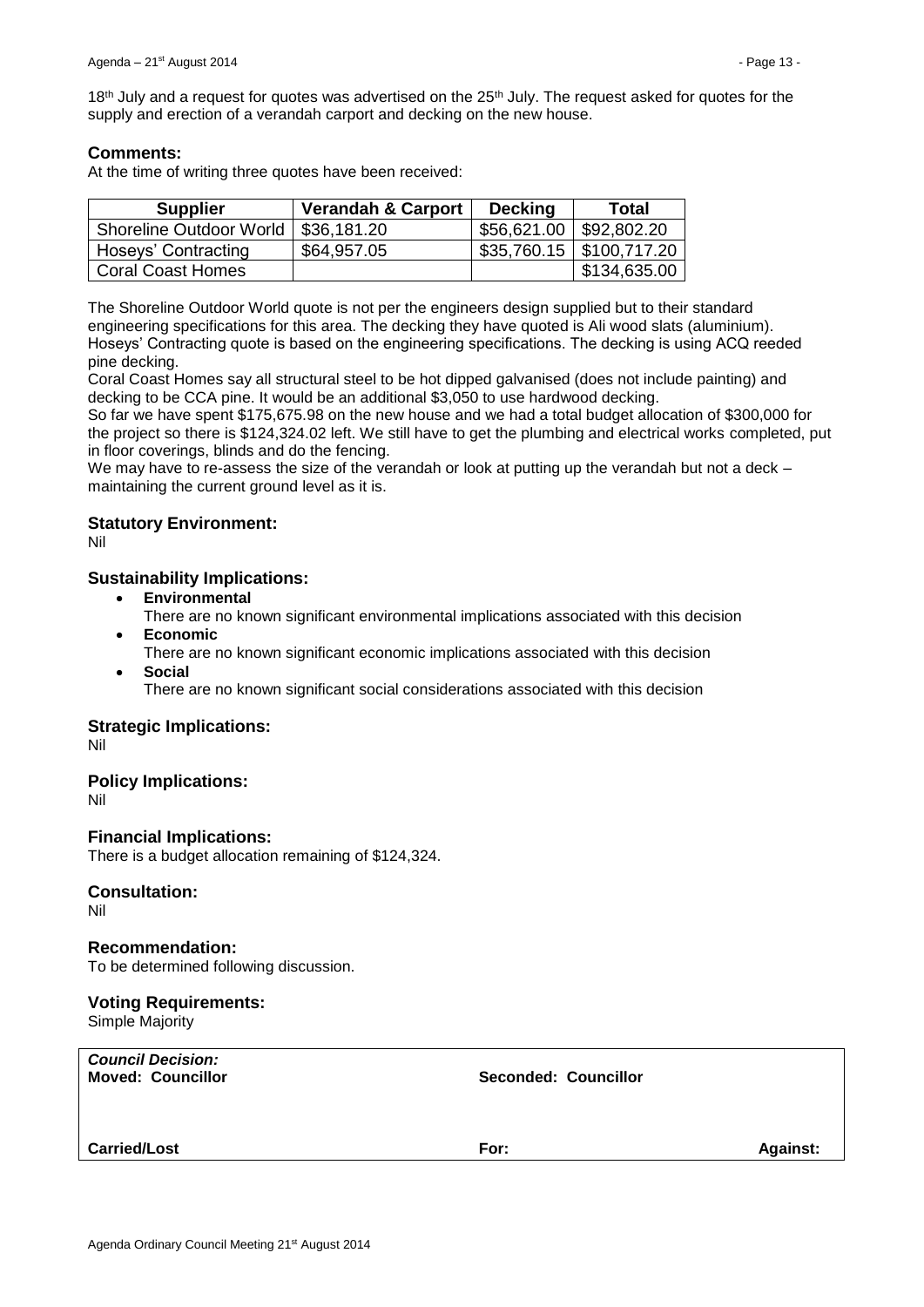18th July and a request for quotes was advertised on the 25th July. The request asked for quotes for the supply and erection of a verandah carport and decking on the new house.

### Comments:

At the time of writing three quotes have been received:

| Supplier | Verandah & Carport | Decking | Total |
|---|---|---|---|
| Shoreline Outdoor World | $36,181.20 | $56,621.00 | $92,802.20 |
| Hoseys' Contracting | $64,957.05 | $35,760.15 | $100,717.20 |
| Coral Coast Homes | | | $134,635.00 |

The Shoreline Outdoor World quote is not per the engineers design supplied but to their standard engineering specifications for this area. The decking they have quoted is Ali wood slats (aluminium). Hoseys' Contracting quote is based on the engineering specifications. The decking is using ACQ reeded pine decking.

Coral Coast Homes say all structural steel to be hot dipped galvanised (does not include painting) and decking to be CCA pine. It would be an additional $3,050 to use hardwood decking.

So far we have spent $175,675.98 on the new house and we had a total budget allocation of $300,000 for the project so there is $124,324.02 left. We still have to get the plumbing and electrical works completed, put in floor coverings, blinds and do the fencing.

We may have to re-assess the size of the verandah or look at putting up the verandah but not a deck – maintaining the current ground level as it is.

### Statutory Environment:

Nil

### Sustainability Implications:

- **Environmental**
  There are no known significant environmental implications associated with this decision
- **Economic**
  There are no known significant economic implications associated with this decision
- **Social**
  There are no known significant social considerations associated with this decision

### Strategic Implications:

Nil

### Policy Implications:

Nil

### Financial Implications:

There is a budget allocation remaining of $124,324.

### Consultation:

Nil

### Recommendation:

To be determined following discussion.

### Voting Requirements:

Simple Majority

| ***Council Decision:*** **Moved: Councillor** | **Seconded: Councillor** | |
|---|---|---|
| **Carried/Lost** | **For:** | **Against:** |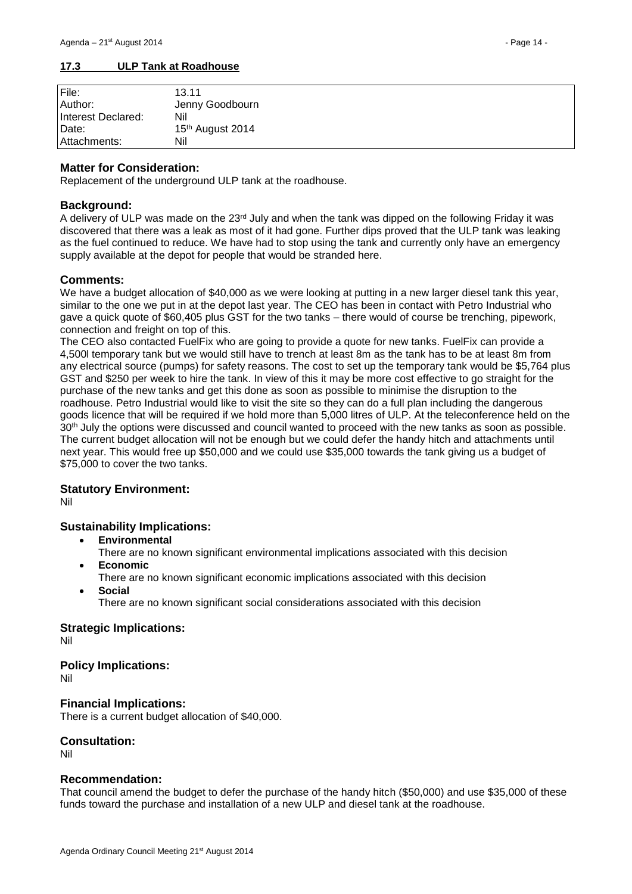## 17.3 ULP Tank at Roadhouse

| | |
|---|---|
| File: | 13.11 |
| Author: | Jenny Goodbourn |
| Interest Declared: | Nil |
| Date: | 15th August 2014 |
| Attachments: | Nil |

### Matter for Consideration:

Replacement of the underground ULP tank at the roadhouse.

### Background:

A delivery of ULP was made on the 23rd July and when the tank was dipped on the following Friday it was discovered that there was a leak as most of it had gone. Further dips proved that the ULP tank was leaking as the fuel continued to reduce. We have had to stop using the tank and currently only have an emergency supply available at the depot for people that would be stranded here.

### Comments:

We have a budget allocation of $40,000 as we were looking at putting in a new larger diesel tank this year, similar to the one we put in at the depot last year. The CEO has been in contact with Petro Industrial who gave a quick quote of $60,405 plus GST for the two tanks – there would of course be trenching, pipework, connection and freight on top of this.

The CEO also contacted FuelFix who are going to provide a quote for new tanks. FuelFix can provide a 4,500l temporary tank but we would still have to trench at least 8m as the tank has to be at least 8m from any electrical source (pumps) for safety reasons. The cost to set up the temporary tank would be $5,764 plus GST and $250 per week to hire the tank. In view of this it may be more cost effective to go straight for the purchase of the new tanks and get this done as soon as possible to minimise the disruption to the roadhouse. Petro Industrial would like to visit the site so they can do a full plan including the dangerous goods licence that will be required if we hold more than 5,000 litres of ULP. At the teleconference held on the 30th July the options were discussed and council wanted to proceed with the new tanks as soon as possible. The current budget allocation will not be enough but we could defer the handy hitch and attachments until next year. This would free up $50,000 and we could use $35,000 towards the tank giving us a budget of $75,000 to cover the two tanks.

### Statutory Environment:

Nil

### Sustainability Implications:

- **Environmental**
  There are no known significant environmental implications associated with this decision
- **Economic**
  There are no known significant economic implications associated with this decision
- **Social**
  There are no known significant social considerations associated with this decision

### Strategic Implications:

Nil

### Policy Implications:

Nil

### Financial Implications:

There is a current budget allocation of $40,000.

### Consultation:

Nil

### Recommendation:

That council amend the budget to defer the purchase of the handy hitch ($50,000) and use $35,000 of these funds toward the purchase and installation of a new ULP and diesel tank at the roadhouse.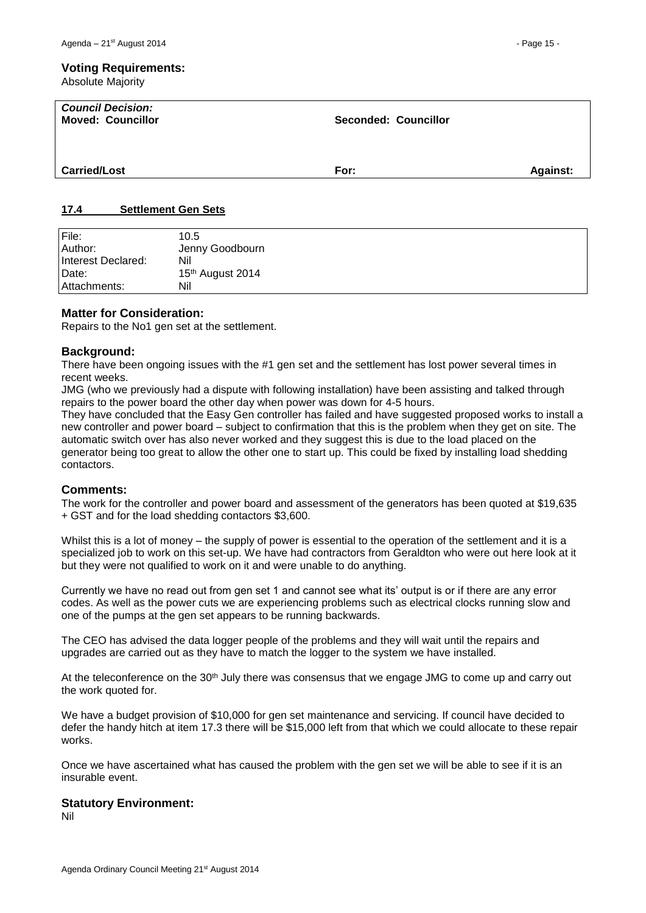**Voting Requirements:**
Absolute Majority

| *Council Decision:* Moved: Councillor | Seconded: Councillor | |
|---|---|---|
| | | |
| **Carried/Lost** | **For:** | **Against:** |

## 17.4 Settlement Gen Sets

| File: | 10.5 |
|---|---|
| Author: | Jenny Goodbourn |
| Interest Declared: | Nil |
| Date: | 15th August 2014 |
| Attachments: | Nil |

### Matter for Consideration:

Repairs to the No1 gen set at the settlement.

### Background:

There have been ongoing issues with the #1 gen set and the settlement has lost power several times in recent weeks.

JMG (who we previously had a dispute with following installation) have been assisting and talked through repairs to the power board the other day when power was down for 4-5 hours.

They have concluded that the Easy Gen controller has failed and have suggested proposed works to install a new controller and power board – subject to confirmation that this is the problem when they get on site. The automatic switch over has also never worked and they suggest this is due to the load placed on the generator being too great to allow the other one to start up. This could be fixed by installing load shedding contactors.

### Comments:

The work for the controller and power board and assessment of the generators has been quoted at $19,635 + GST and for the load shedding contactors $3,600.

Whilst this is a lot of money – the supply of power is essential to the operation of the settlement and it is a specialized job to work on this set-up. We have had contractors from Geraldton who were out here look at it but they were not qualified to work on it and were unable to do anything.

Currently we have no read out from gen set 1 and cannot see what its' output is or if there are any error codes. As well as the power cuts we are experiencing problems such as electrical clocks running slow and one of the pumps at the gen set appears to be running backwards.

The CEO has advised the data logger people of the problems and they will wait until the repairs and upgrades are carried out as they have to match the logger to the system we have installed.

At the teleconference on the 30th July there was consensus that we engage JMG to come up and carry out the work quoted for.

We have a budget provision of $10,000 for gen set maintenance and servicing. If council have decided to defer the handy hitch at item 17.3 there will be $15,000 left from that which we could allocate to these repair works.

Once we have ascertained what has caused the problem with the gen set we will be able to see if it is an insurable event.

### Statutory Environment:

Nil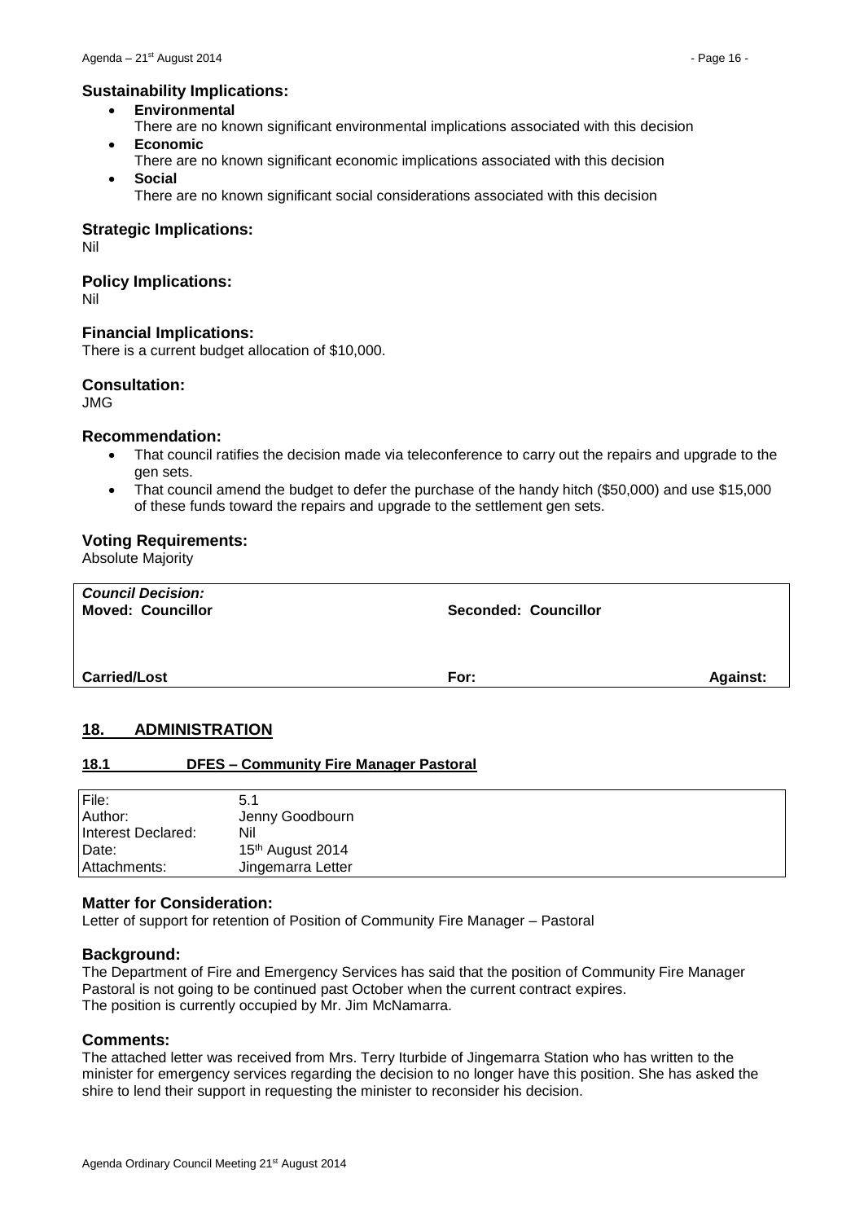### Sustainability Implications:

- **Environmental**
  There are no known significant environmental implications associated with this decision
- **Economic**
  There are no known significant economic implications associated with this decision
- **Social**
  There are no known significant social considerations associated with this decision

### Strategic Implications:

Nil

### Policy Implications:

Nil

### Financial Implications:

There is a current budget allocation of $10,000.

### Consultation:

JMG

### Recommendation:

- That council ratifies the decision made via teleconference to carry out the repairs and upgrade to the gen sets.
- That council amend the budget to defer the purchase of the handy hitch ($50,000) and use $15,000 of these funds toward the repairs and upgrade to the settlement gen sets.

### Voting Requirements:

Absolute Majority

| *Council Decision:* | | |
|---|---|---|
| **Moved: Councillor** | **Seconded: Councillor** | |
| **Carried/Lost** | **For:** | **Against:** |

## 18. ADMINISTRATION

### 18.1 DFES – Community Fire Manager Pastoral

| | |
|---|---|
| File: | 5.1 |
| Author: | Jenny Goodbourn |
| Interest Declared: | Nil |
| Date: | 15th August 2014 |
| Attachments: | Jingemarra Letter |

### Matter for Consideration:

Letter of support for retention of Position of Community Fire Manager – Pastoral

### Background:

The Department of Fire and Emergency Services has said that the position of Community Fire Manager Pastoral is not going to be continued past October when the current contract expires.
The position is currently occupied by Mr. Jim McNamarra.

### Comments:

The attached letter was received from Mrs. Terry Iturbide of Jingemarra Station who has written to the minister for emergency services regarding the decision to no longer have this position. She has asked the shire to lend their support in requesting the minister to reconsider his decision.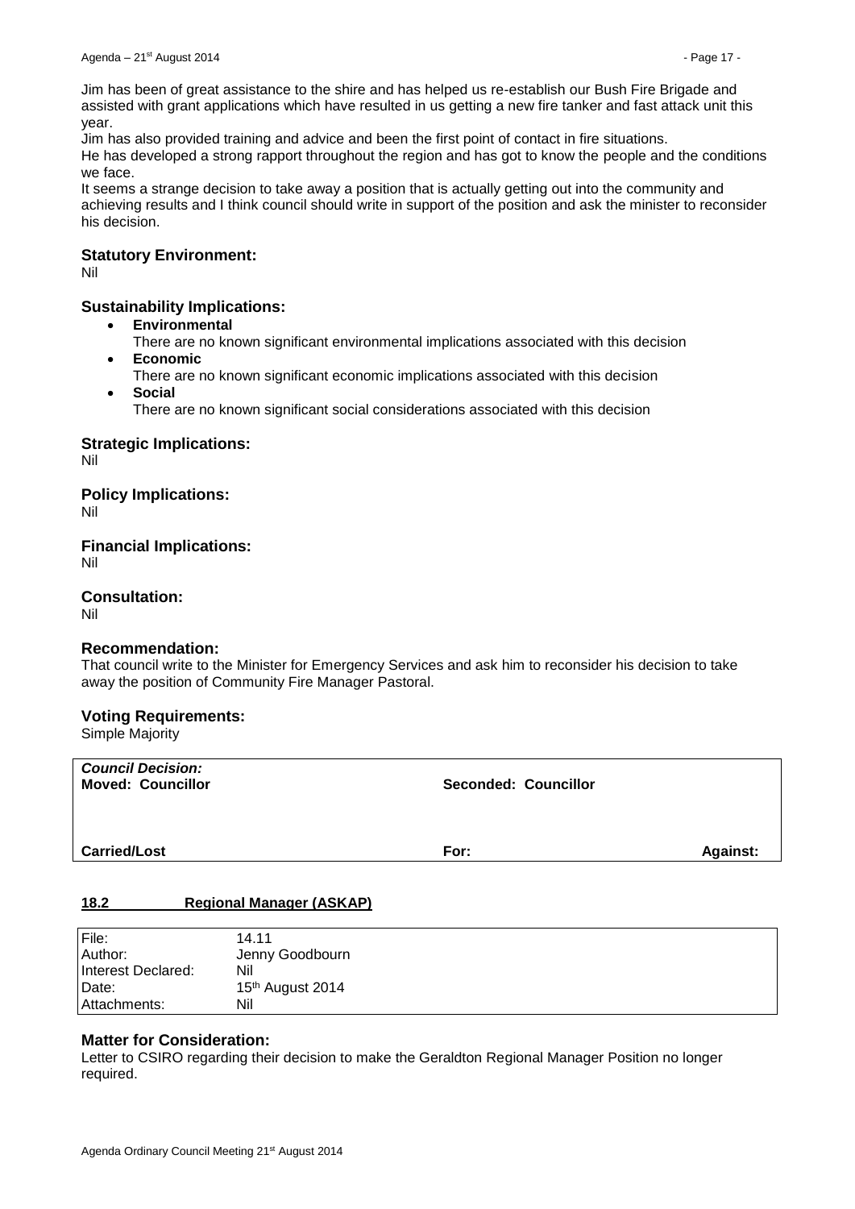Jim has been of great assistance to the shire and has helped us re-establish our Bush Fire Brigade and assisted with grant applications which have resulted in us getting a new fire tanker and fast attack unit this year.

Jim has also provided training and advice and been the first point of contact in fire situations.

He has developed a strong rapport throughout the region and has got to know the people and the conditions we face.

It seems a strange decision to take away a position that is actually getting out into the community and achieving results and I think council should write in support of the position and ask the minister to reconsider his decision.

### Statutory Environment:

Nil

### Sustainability Implications:

- **Environmental**
  There are no known significant environmental implications associated with this decision
- **Economic**
  There are no known significant economic implications associated with this decision
- **Social**
  There are no known significant social considerations associated with this decision

### Strategic Implications:

Nil

### Policy Implications:

Nil

### Financial Implications:

Nil

### Consultation:

Nil

### Recommendation:

That council write to the Minister for Emergency Services and ask him to reconsider his decision to take away the position of Community Fire Manager Pastoral.

### Voting Requirements:

Simple Majority

| ***Council Decision:*** **Moved: Councillor** | **Seconded: Councillor** | |
|---|---|---|
| **Carried/Lost** | **For:** | **Against:** |

## 18.2 Regional Manager (ASKAP)

| File: | 14.11 |
|---|---|
| Author: | Jenny Goodbourn |
| Interest Declared: | Nil |
| Date: | 15th August 2014 |
| Attachments: | Nil |

### Matter for Consideration:

Letter to CSIRO regarding their decision to make the Geraldton Regional Manager Position no longer required.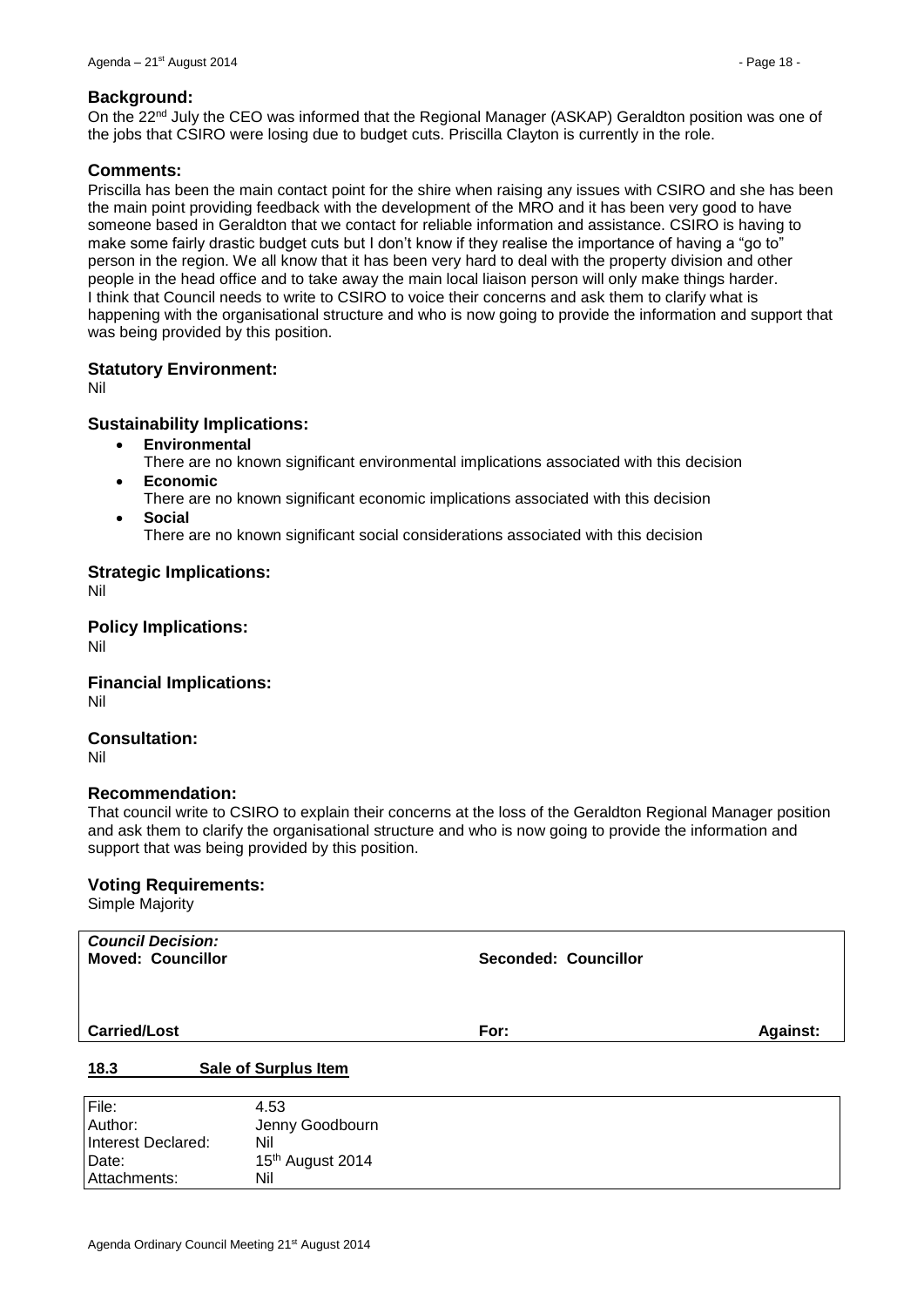### Background:

On the 22nd July the CEO was informed that the Regional Manager (ASKAP) Geraldton position was one of the jobs that CSIRO were losing due to budget cuts. Priscilla Clayton is currently in the role.

### Comments:

Priscilla has been the main contact point for the shire when raising any issues with CSIRO and she has been the main point providing feedback with the development of the MRO and it has been very good to have someone based in Geraldton that we contact for reliable information and assistance. CSIRO is having to make some fairly drastic budget cuts but I don't know if they realise the importance of having a "go to" person in the region. We all know that it has been very hard to deal with the property division and other people in the head office and to take away the main local liaison person will only make things harder.
I think that Council needs to write to CSIRO to voice their concerns and ask them to clarify what is happening with the organisational structure and who is now going to provide the information and support that was being provided by this position.

### Statutory Environment:

Nil

### Sustainability Implications:

- **Environmental**
  There are no known significant environmental implications associated with this decision
- **Economic**
  There are no known significant economic implications associated with this decision
- **Social**
  There are no known significant social considerations associated with this decision

### Strategic Implications:

Nil

### Policy Implications:

Nil

### Financial Implications:

Nil

### Consultation:

Nil

### Recommendation:

That council write to CSIRO to explain their concerns at the loss of the Geraldton Regional Manager position and ask them to clarify the organisational structure and who is now going to provide the information and support that was being provided by this position.

### Voting Requirements:

Simple Majority

| *Council Decision:* **Moved: Councillor** | **Seconded: Councillor** | |
|---|---|---|
| **Carried/Lost** | **For:** | **Against:** |

## 18.3 Sale of Surplus Item

| File: | 4.53 |
|---|---|
| Author: | Jenny Goodbourn |
| Interest Declared: | Nil |
| Date: | 15th August 2014 |
| Attachments: | Nil |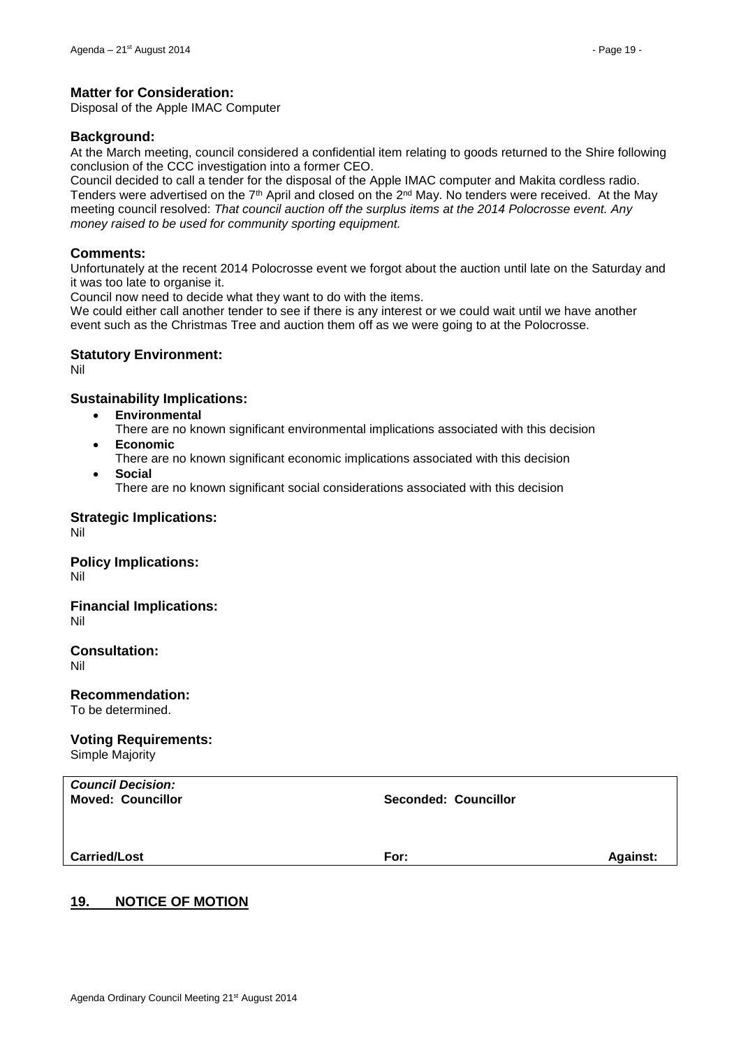**Matter for Consideration:**
Disposal of the Apple IMAC Computer

**Background:**
At the March meeting, council considered a confidential item relating to goods returned to the Shire following conclusion of the CCC investigation into a former CEO.
Council decided to call a tender for the disposal of the Apple IMAC computer and Makita cordless radio. Tenders were advertised on the 7th April and closed on the 2nd May. No tenders were received. At the May meeting council resolved: *That council auction off the surplus items at the 2014 Polocrosse event. Any money raised to be used for community sporting equipment.*

**Comments:**
Unfortunately at the recent 2014 Polocrosse event we forgot about the auction until late on the Saturday and it was too late to organise it.
Council now need to decide what they want to do with the items.
We could either call another tender to see if there is any interest or we could wait until we have another event such as the Christmas Tree and auction them off as we were going to at the Polocrosse.

**Statutory Environment:**
Nil

**Sustainability Implications:**

- **Environmental**
  There are no known significant environmental implications associated with this decision
- **Economic**
  There are no known significant economic implications associated with this decision
- **Social**
  There are no known significant social considerations associated with this decision

**Strategic Implications:**
Nil

**Policy Implications:**
Nil

**Financial Implications:**
Nil

**Consultation:**
Nil

**Recommendation:**
To be determined.

**Voting Requirements:**
Simple Majority

| ***Council Decision:*** | | |
|---|---|---|
| **Moved: Councillor** | **Seconded: Councillor** | |
| **Carried/Lost** | **For:** | **Against:** |

## 19. NOTICE OF MOTION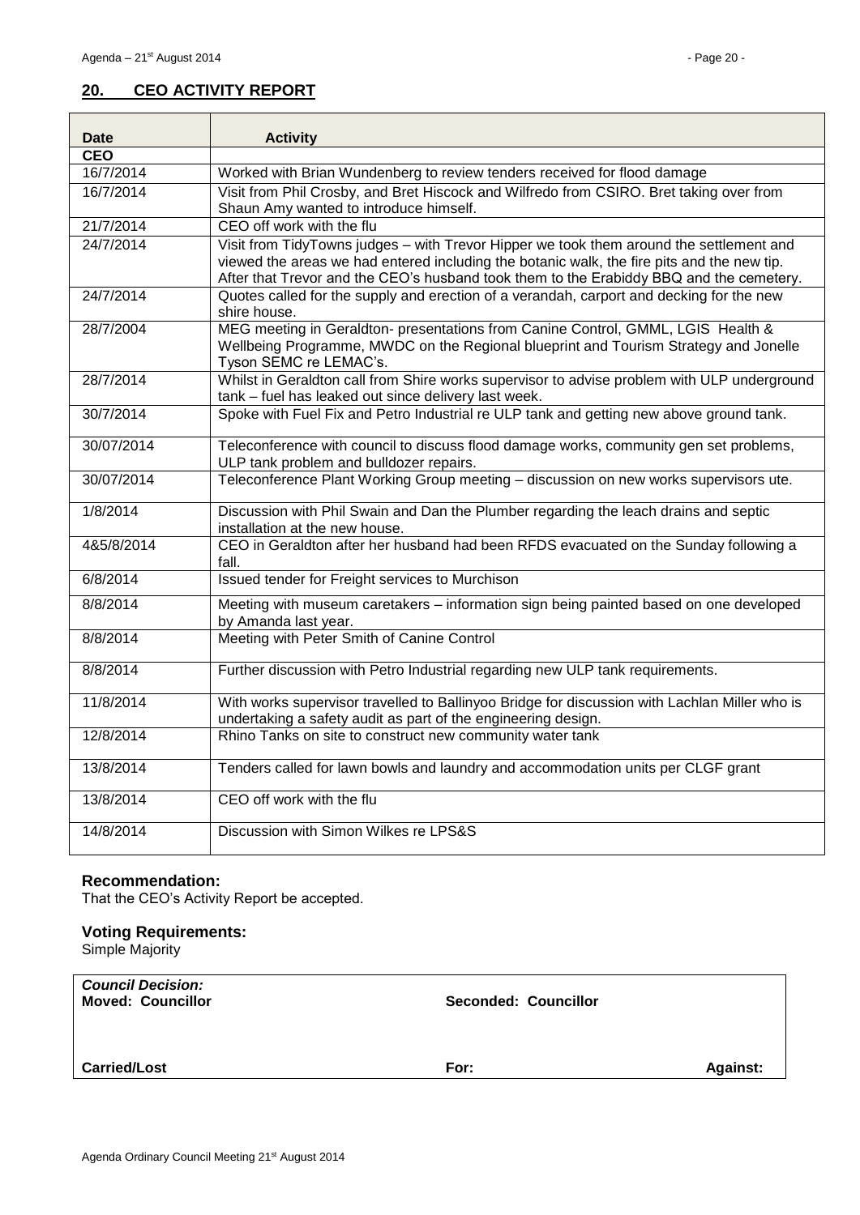## 20. CEO ACTIVITY REPORT

| Date | Activity |
|---|---|
| **CEO** | |
| 16/7/2014 | Worked with Brian Wundenberg to review tenders received for flood damage |
| 16/7/2014 | Visit from Phil Crosby, and Bret Hiscock and Wilfredo from CSIRO. Bret taking over from Shaun Amy wanted to introduce himself. |
| 21/7/2014 | CEO off work with the flu |
| 24/7/2014 | Visit from TidyTowns judges – with Trevor Hipper we took them around the settlement and viewed the areas we had entered including the botanic walk, the fire pits and the new tip. After that Trevor and the CEO's husband took them to the Erabiddy BBQ and the cemetery. |
| 24/7/2014 | Quotes called for the supply and erection of a verandah, carport and decking for the new shire house. |
| 28/7/2004 | MEG meeting in Geraldton- presentations from Canine Control, GMML, LGIS Health & Wellbeing Programme, MWDC on the Regional blueprint and Tourism Strategy and Jonelle Tyson SEMC re LEMAC's. |
| 28/7/2014 | Whilst in Geraldton call from Shire works supervisor to advise problem with ULP underground tank – fuel has leaked out since delivery last week. |
| 30/7/2014 | Spoke with Fuel Fix and Petro Industrial re ULP tank and getting new above ground tank. |
| 30/07/2014 | Teleconference with council to discuss flood damage works, community gen set problems, ULP tank problem and bulldozer repairs. |
| 30/07/2014 | Teleconference Plant Working Group meeting – discussion on new works supervisors ute. |
| 1/8/2014 | Discussion with Phil Swain and Dan the Plumber regarding the leach drains and septic installation at the new house. |
| 4&5/8/2014 | CEO in Geraldton after her husband had been RFDS evacuated on the Sunday following a fall. |
| 6/8/2014 | Issued tender for Freight services to Murchison |
| 8/8/2014 | Meeting with museum caretakers – information sign being painted based on one developed by Amanda last year. |
| 8/8/2014 | Meeting with Peter Smith of Canine Control |
| 8/8/2014 | Further discussion with Petro Industrial regarding new ULP tank requirements. |
| 11/8/2014 | With works supervisor travelled to Ballinyoo Bridge for discussion with Lachlan Miller who is undertaking a safety audit as part of the engineering design. |
| 12/8/2014 | Rhino Tanks on site to construct new community water tank |
| 13/8/2014 | Tenders called for lawn bowls and laundry and accommodation units per CLGF grant |
| 13/8/2014 | CEO off work with the flu |
| 14/8/2014 | Discussion with Simon Wilkes re LPS&S |

### Recommendation:

That the CEO's Activity Report be accepted.

### Voting Requirements:

Simple Majority

| ***Council Decision:*** **Moved: Councillor** | **Seconded: Councillor** | |
|---|---|---|
| **Carried/Lost** | **For:** | **Against:** |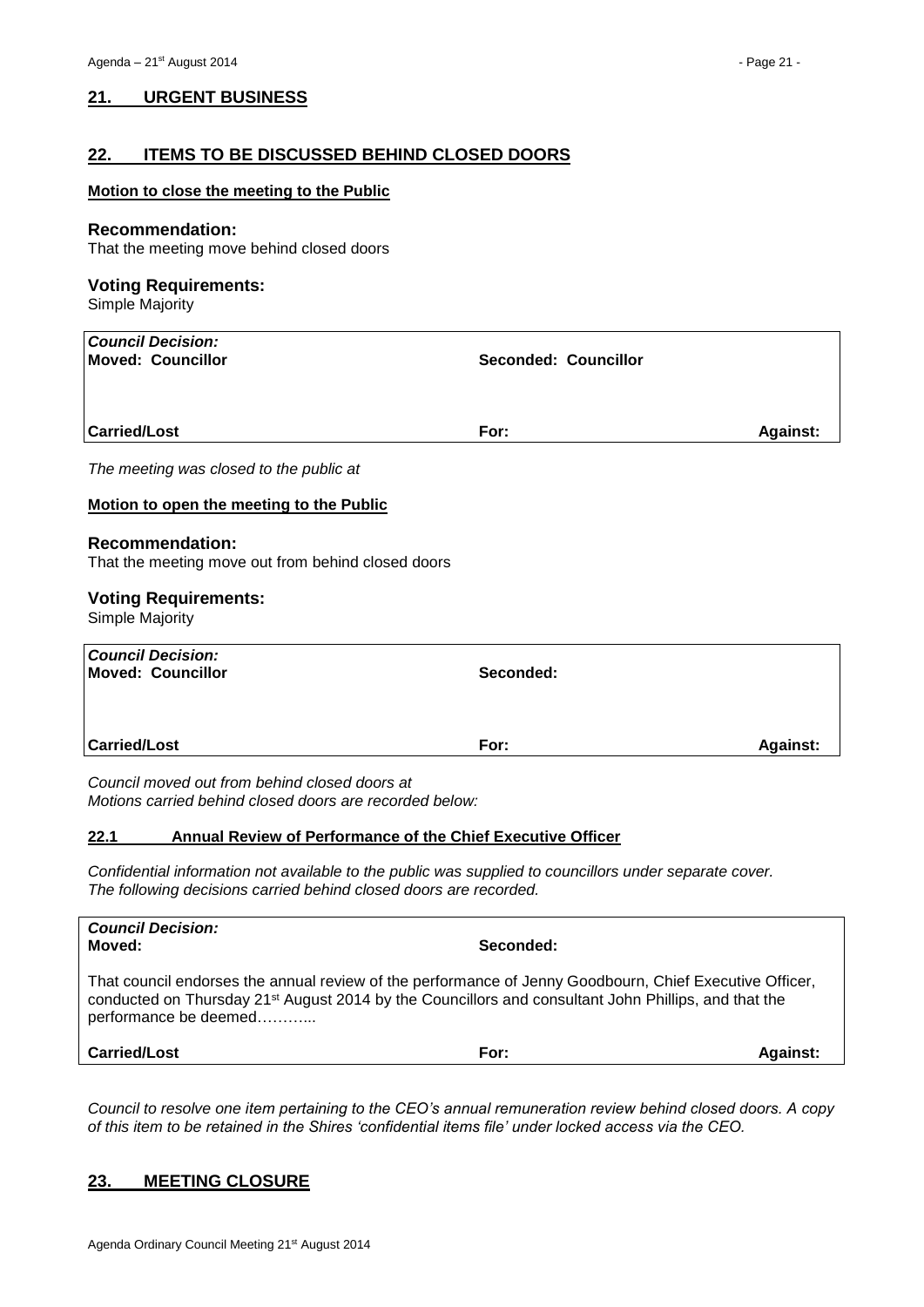## 21. URGENT BUSINESS

## 22. ITEMS TO BE DISCUSSED BEHIND CLOSED DOORS

**Motion to close the meeting to the Public**

**Recommendation:**
That the meeting move behind closed doors

**Voting Requirements:**
Simple Majority

| | | |
|---|---|---|
| ***Council Decision:*** **Moved: Councillor** | **Seconded: Councillor** | |
| **Carried/Lost** | **For:** | **Against:** |

*The meeting was closed to the public at*

**Motion to open the meeting to the Public**

**Recommendation:**
That the meeting move out from behind closed doors

**Voting Requirements:**
Simple Majority

| | | |
|---|---|---|
| ***Council Decision:*** **Moved: Councillor** | **Seconded:** | |
| **Carried/Lost** | **For:** | **Against:** |

*Council moved out from behind closed doors at*
*Motions carried behind closed doors are recorded below:*

### 22.1 Annual Review of Performance of the Chief Executive Officer

*Confidential information not available to the public was supplied to councillors under separate cover.*
*The following decisions carried behind closed doors are recorded.*

| | | |
|---|---|---|
| ***Council Decision:*** **Moved:** | **Seconded:** | |
| That council endorses the annual review of the performance of Jenny Goodbourn, Chief Executive Officer, conducted on Thursday 21st August 2014 by the Councillors and consultant John Phillips, and that the performance be deemed……….. | | |
| **Carried/Lost** | **For:** | **Against:** |

*Council to resolve one item pertaining to the CEO's annual remuneration review behind closed doors. A copy of this item to be retained in the Shires 'confidential items file' under locked access via the CEO.*

## 23. MEETING CLOSURE